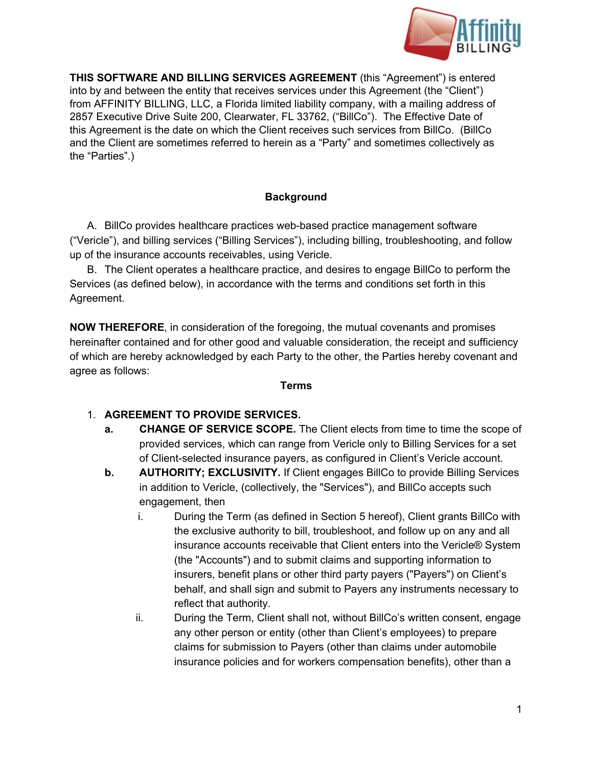**THIS SOFTWARE AND BILLING SERVICES AGREEMENT** (this "Agreement") is entered into by and between the entity that receives services under this Agreement (the "Client") from AFFINITY BILLING, LLC, a Florida limited liability company, with a mailing address of 2857 Executive Drive Suite 200, Clearwater, FL 33762, ("BillCo"). The Effective Date of this Agreement is the date on which the Client receives such services from BillCo. (BillCo and the Client are sometimes referred to herein as a "Party" and sometimes collectively as the "Parties".)

## Background

A. BillCo provides healthcare practices web-based practice management software ("Vericle"), and billing services ("Billing Services"), including billing, troubleshooting, and follow up of the insurance accounts receivables, using Vericle.

B. The Client operates a healthcare practice, and desires to engage BillCo to perform the Services (as defined below), in accordance with the terms and conditions set forth in this Agreement.

**NOW THEREFORE**, in consideration of the foregoing, the mutual covenants and promises hereinafter contained and for other good and valuable consideration, the receipt and sufficiency of which are hereby acknowledged by each Party to the other, the Parties hereby covenant and agree as follows:

## Terms

1. **AGREEMENT TO PROVIDE SERVICES.**
   - **a. CHANGE OF SERVICE SCOPE.** The Client elects from time to time the scope of provided services, which can range from Vericle only to Billing Services for a set of Client-selected insurance payers, as configured in Client's Vericle account.
   - **b. AUTHORITY; EXCLUSIVITY.** If Client engages BillCo to provide Billing Services in addition to Vericle, (collectively, the "Services"), and BillCo accepts such engagement, then
     - i. During the Term (as defined in Section 5 hereof), Client grants BillCo with the exclusive authority to bill, troubleshoot, and follow up on any and all insurance accounts receivable that Client enters into the Vericle® System (the "Accounts") and to submit claims and supporting information to insurers, benefit plans or other third party payers ("Payers") on Client's behalf, and shall sign and submit to Payers any instruments necessary to reflect that authority.
     - ii. During the Term, Client shall not, without BillCo's written consent, engage any other person or entity (other than Client's employees) to prepare claims for submission to Payers (other than claims under automobile insurance policies and for workers compensation benefits), other than a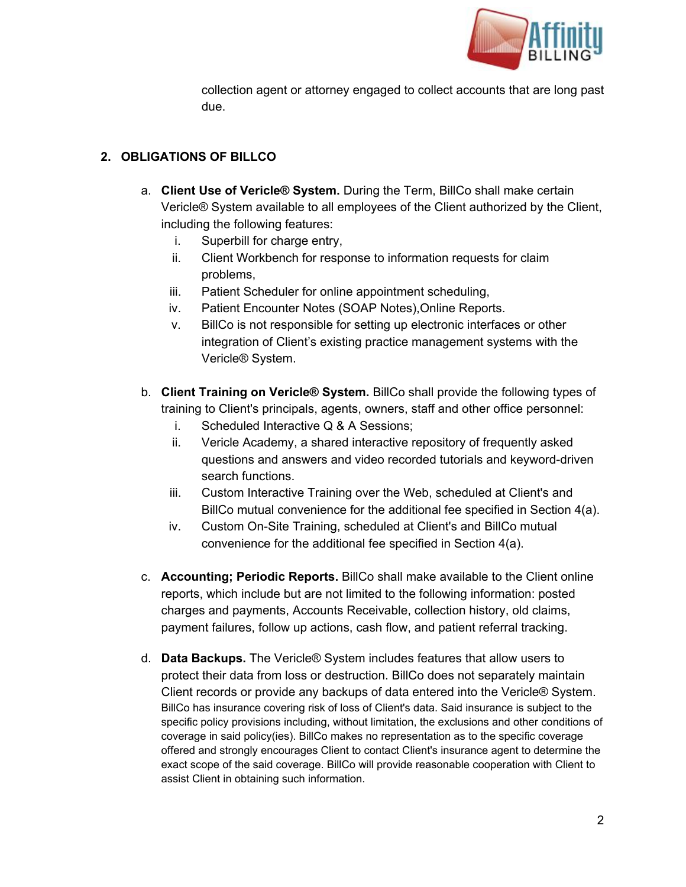collection agent or attorney engaged to collect accounts that are long past due.

## 2. OBLIGATIONS OF BILLCO

a. **Client Use of Vericle® System.** During the Term, BillCo shall make certain Vericle® System available to all employees of the Client authorized by the Client, including the following features:
   i. Superbill for charge entry,
   ii. Client Workbench for response to information requests for claim problems,
   iii. Patient Scheduler for online appointment scheduling,
   iv. Patient Encounter Notes (SOAP Notes),Online Reports.
   v. BillCo is not responsible for setting up electronic interfaces or other integration of Client's existing practice management systems with the Vericle® System.

b. **Client Training on Vericle® System.** BillCo shall provide the following types of training to Client's principals, agents, owners, staff and other office personnel:
   i. Scheduled Interactive Q & A Sessions;
   ii. Vericle Academy, a shared interactive repository of frequently asked questions and answers and video recorded tutorials and keyword-driven search functions.
   iii. Custom Interactive Training over the Web, scheduled at Client's and BillCo mutual convenience for the additional fee specified in Section 4(a).
   iv. Custom On-Site Training, scheduled at Client's and BillCo mutual convenience for the additional fee specified in Section 4(a).

c. **Accounting; Periodic Reports.** BillCo shall make available to the Client online reports, which include but are not limited to the following information: posted charges and payments, Accounts Receivable, collection history, old claims, payment failures, follow up actions, cash flow, and patient referral tracking.

d. **Data Backups.** The Vericle® System includes features that allow users to protect their data from loss or destruction. BillCo does not separately maintain Client records or provide any backups of data entered into the Vericle® System. BillCo has insurance covering risk of loss of Client's data. Said insurance is subject to the specific policy provisions including, without limitation, the exclusions and other conditions of coverage in said policy(ies). BillCo makes no representation as to the specific coverage offered and strongly encourages Client to contact Client's insurance agent to determine the exact scope of the said coverage. BillCo will provide reasonable cooperation with Client to assist Client in obtaining such information.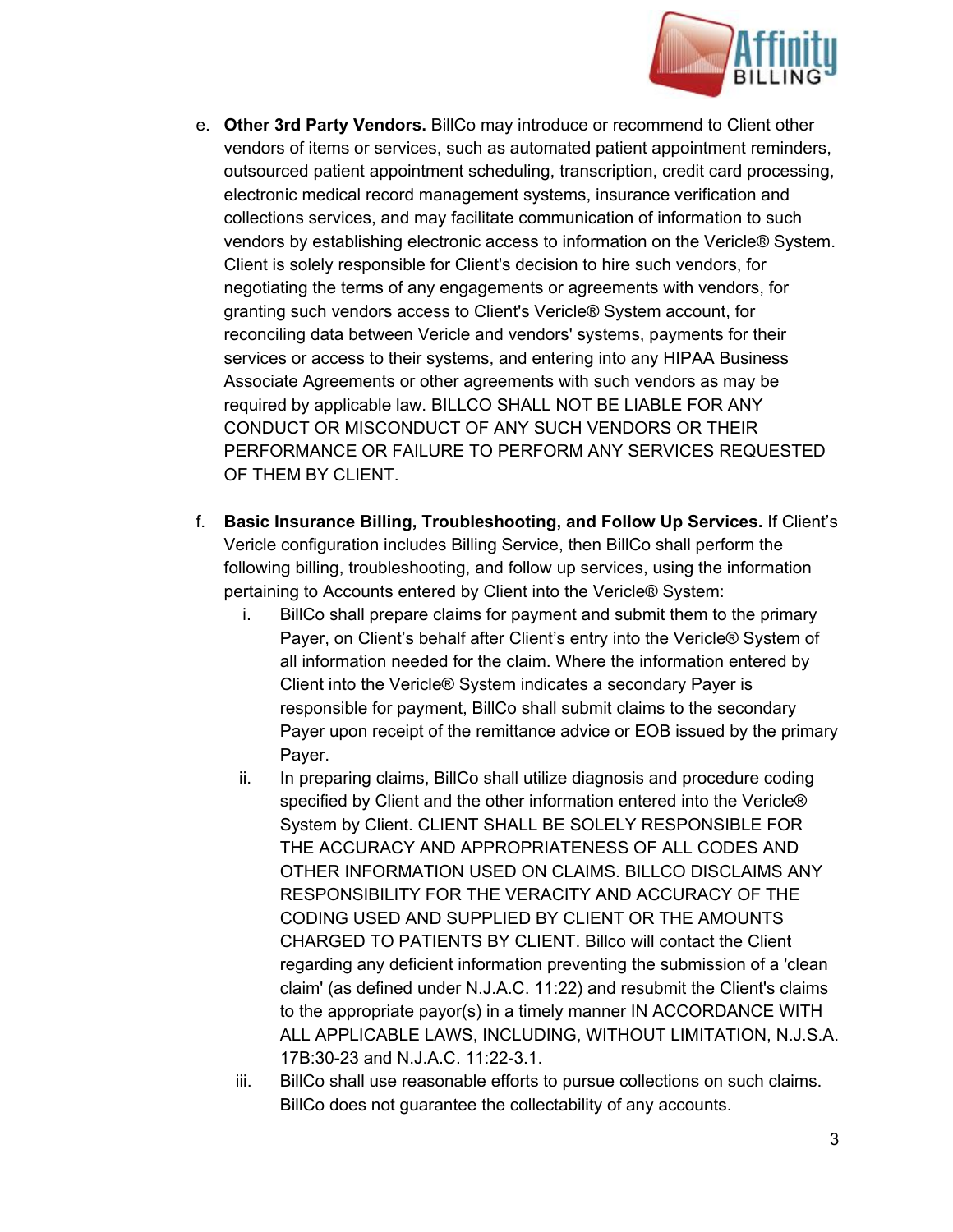e. **Other 3rd Party Vendors.** BillCo may introduce or recommend to Client other vendors of items or services, such as automated patient appointment reminders, outsourced patient appointment scheduling, transcription, credit card processing, electronic medical record management systems, insurance verification and collections services, and may facilitate communication of information to such vendors by establishing electronic access to information on the Vericle® System. Client is solely responsible for Client's decision to hire such vendors, for negotiating the terms of any engagements or agreements with vendors, for granting such vendors access to Client's Vericle® System account, for reconciling data between Vericle and vendors' systems, payments for their services or access to their systems, and entering into any HIPAA Business Associate Agreements or other agreements with such vendors as may be required by applicable law. BILLCO SHALL NOT BE LIABLE FOR ANY CONDUCT OR MISCONDUCT OF ANY SUCH VENDORS OR THEIR PERFORMANCE OR FAILURE TO PERFORM ANY SERVICES REQUESTED OF THEM BY CLIENT.

f. **Basic Insurance Billing, Troubleshooting, and Follow Up Services.** If Client's Vericle configuration includes Billing Service, then BillCo shall perform the following billing, troubleshooting, and follow up services, using the information pertaining to Accounts entered by Client into the Vericle® System:

   i. BillCo shall prepare claims for payment and submit them to the primary Payer, on Client's behalf after Client's entry into the Vericle® System of all information needed for the claim. Where the information entered by Client into the Vericle® System indicates a secondary Payer is responsible for payment, BillCo shall submit claims to the secondary Payer upon receipt of the remittance advice or EOB issued by the primary Payer.

   ii. In preparing claims, BillCo shall utilize diagnosis and procedure coding specified by Client and the other information entered into the Vericle® System by Client. CLIENT SHALL BE SOLELY RESPONSIBLE FOR THE ACCURACY AND APPROPRIATENESS OF ALL CODES AND OTHER INFORMATION USED ON CLAIMS. BILLCO DISCLAIMS ANY RESPONSIBILITY FOR THE VERACITY AND ACCURACY OF THE CODING USED AND SUPPLIED BY CLIENT OR THE AMOUNTS CHARGED TO PATIENTS BY CLIENT. Billco will contact the Client regarding any deficient information preventing the submission of a 'clean claim' (as defined under N.J.A.C. 11:22) and resubmit the Client's claims to the appropriate payor(s) in a timely manner IN ACCORDANCE WITH ALL APPLICABLE LAWS, INCLUDING, WITHOUT LIMITATION, N.J.S.A. 17B:30-23 and N.J.A.C. 11:22-3.1.

   iii. BillCo shall use reasonable efforts to pursue collections on such claims. BillCo does not guarantee the collectability of any accounts.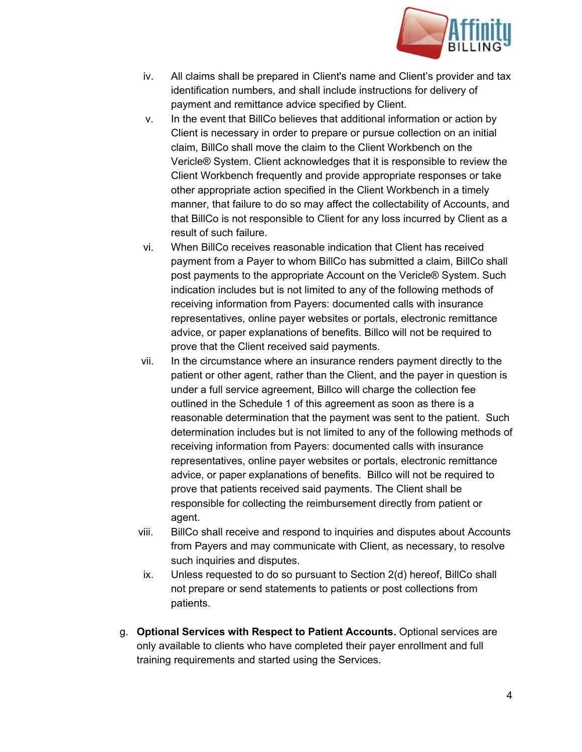iv. All claims shall be prepared in Client's name and Client's provider and tax identification numbers, and shall include instructions for delivery of payment and remittance advice specified by Client.

v. In the event that BillCo believes that additional information or action by Client is necessary in order to prepare or pursue collection on an initial claim, BillCo shall move the claim to the Client Workbench on the Vericle® System. Client acknowledges that it is responsible to review the Client Workbench frequently and provide appropriate responses or take other appropriate action specified in the Client Workbench in a timely manner, that failure to do so may affect the collectability of Accounts, and that BillCo is not responsible to Client for any loss incurred by Client as a result of such failure.

vi. When BillCo receives reasonable indication that Client has received payment from a Payer to whom BillCo has submitted a claim, BillCo shall post payments to the appropriate Account on the Vericle® System. Such indication includes but is not limited to any of the following methods of receiving information from Payers: documented calls with insurance representatives, online payer websites or portals, electronic remittance advice, or paper explanations of benefits. Billco will not be required to prove that the Client received said payments.

vii. In the circumstance where an insurance renders payment directly to the patient or other agent, rather than the Client, and the payer in question is under a full service agreement, Billco will charge the collection fee outlined in the Schedule 1 of this agreement as soon as there is a reasonable determination that the payment was sent to the patient. Such determination includes but is not limited to any of the following methods of receiving information from Payers: documented calls with insurance representatives, online payer websites or portals, electronic remittance advice, or paper explanations of benefits. Billco will not be required to prove that patients received said payments. The Client shall be responsible for collecting the reimbursement directly from patient or agent.

viii. BillCo shall receive and respond to inquiries and disputes about Accounts from Payers and may communicate with Client, as necessary, to resolve such inquiries and disputes.

ix. Unless requested to do so pursuant to Section 2(d) hereof, BillCo shall not prepare or send statements to patients or post collections from patients.

g. **Optional Services with Respect to Patient Accounts.** Optional services are only available to clients who have completed their payer enrollment and full training requirements and started using the Services.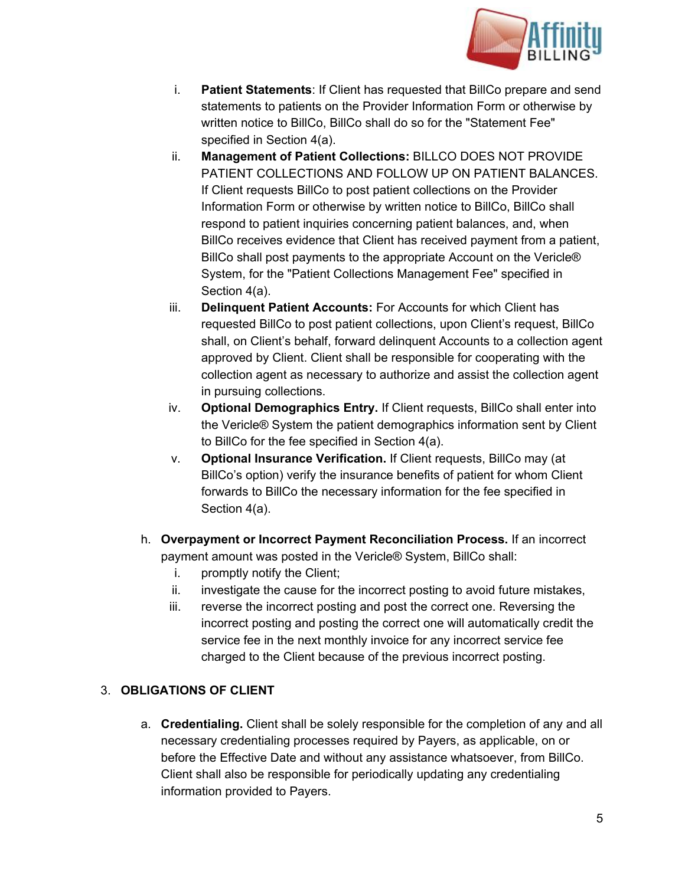i. **Patient Statements**: If Client has requested that BillCo prepare and send statements to patients on the Provider Information Form or otherwise by written notice to BillCo, BillCo shall do so for the "Statement Fee" specified in Section 4(a).

ii. **Management of Patient Collections:** BILLCO DOES NOT PROVIDE PATIENT COLLECTIONS AND FOLLOW UP ON PATIENT BALANCES. If Client requests BillCo to post patient collections on the Provider Information Form or otherwise by written notice to BillCo, BillCo shall respond to patient inquiries concerning patient balances, and, when BillCo receives evidence that Client has received payment from a patient, BillCo shall post payments to the appropriate Account on the Vericle® System, for the "Patient Collections Management Fee" specified in Section 4(a).

iii. **Delinquent Patient Accounts:** For Accounts for which Client has requested BillCo to post patient collections, upon Client's request, BillCo shall, on Client's behalf, forward delinquent Accounts to a collection agent approved by Client. Client shall be responsible for cooperating with the collection agent as necessary to authorize and assist the collection agent in pursuing collections.

iv. **Optional Demographics Entry.** If Client requests, BillCo shall enter into the Vericle® System the patient demographics information sent by Client to BillCo for the fee specified in Section 4(a).

v. **Optional Insurance Verification.** If Client requests, BillCo may (at BillCo's option) verify the insurance benefits of patient for whom Client forwards to BillCo the necessary information for the fee specified in Section 4(a).

h. **Overpayment or Incorrect Payment Reconciliation Process.** If an incorrect payment amount was posted in the Vericle® System, BillCo shall:

   i. promptly notify the Client;
   ii. investigate the cause for the incorrect posting to avoid future mistakes,
   iii. reverse the incorrect posting and post the correct one. Reversing the incorrect posting and posting the correct one will automatically credit the service fee in the next monthly invoice for any incorrect service fee charged to the Client because of the previous incorrect posting.

## 3. OBLIGATIONS OF CLIENT

a. **Credentialing.** Client shall be solely responsible for the completion of any and all necessary credentialing processes required by Payers, as applicable, on or before the Effective Date and without any assistance whatsoever, from BillCo. Client shall also be responsible for periodically updating any credentialing information provided to Payers.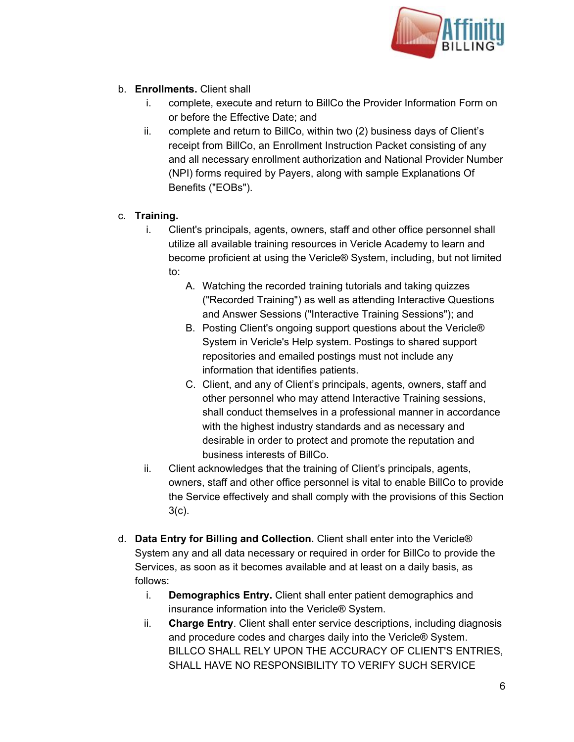b. **Enrollments.** Client shall
   i. complete, execute and return to BillCo the Provider Information Form on or before the Effective Date; and
   ii. complete and return to BillCo, within two (2) business days of Client's receipt from BillCo, an Enrollment Instruction Packet consisting of any and all necessary enrollment authorization and National Provider Number (NPI) forms required by Payers, along with sample Explanations Of Benefits ("EOBs").

c. **Training.**
   i. Client's principals, agents, owners, staff and other office personnel shall utilize all available training resources in Vericle Academy to learn and become proficient at using the Vericle® System, including, but not limited to:
      A. Watching the recorded training tutorials and taking quizzes ("Recorded Training") as well as attending Interactive Questions and Answer Sessions ("Interactive Training Sessions"); and
      B. Posting Client's ongoing support questions about the Vericle® System in Vericle's Help system. Postings to shared support repositories and emailed postings must not include any information that identifies patients.
      C. Client, and any of Client's principals, agents, owners, staff and other personnel who may attend Interactive Training sessions, shall conduct themselves in a professional manner in accordance with the highest industry standards and as necessary and desirable in order to protect and promote the reputation and business interests of BillCo.
   ii. Client acknowledges that the training of Client's principals, agents, owners, staff and other office personnel is vital to enable BillCo to provide the Service effectively and shall comply with the provisions of this Section 3(c).

d. **Data Entry for Billing and Collection.** Client shall enter into the Vericle® System any and all data necessary or required in order for BillCo to provide the Services, as soon as it becomes available and at least on a daily basis, as follows:
   i. **Demographics Entry.** Client shall enter patient demographics and insurance information into the Vericle® System.
   ii. **Charge Entry**. Client shall enter service descriptions, including diagnosis and procedure codes and charges daily into the Vericle® System. BILLCO SHALL RELY UPON THE ACCURACY OF CLIENT'S ENTRIES, SHALL HAVE NO RESPONSIBILITY TO VERIFY SUCH SERVICE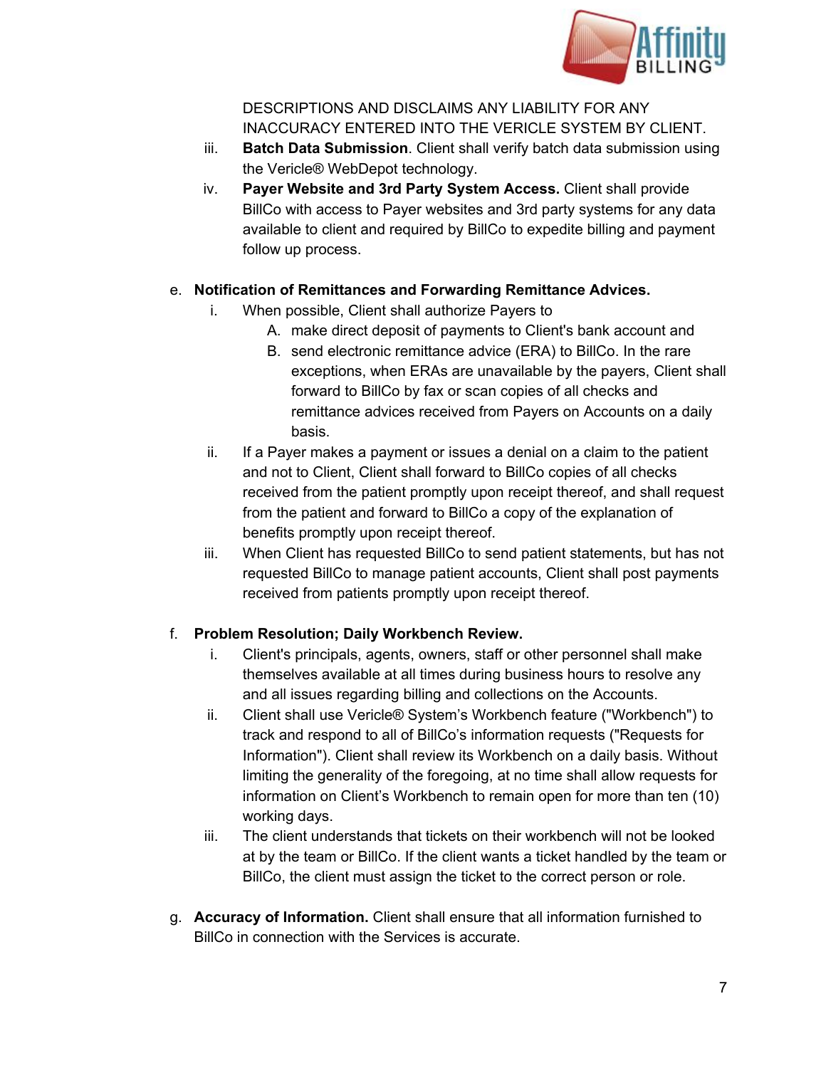DESCRIPTIONS AND DISCLAIMS ANY LIABILITY FOR ANY INACCURACY ENTERED INTO THE VERICLE SYSTEM BY CLIENT.

iii. **Batch Data Submission**. Client shall verify batch data submission using the Vericle® WebDepot technology.

iv. **Payer Website and 3rd Party System Access.** Client shall provide BillCo with access to Payer websites and 3rd party systems for any data available to client and required by BillCo to expedite billing and payment follow up process.

e. **Notification of Remittances and Forwarding Remittance Advices.**

i. When possible, Client shall authorize Payers to

A. make direct deposit of payments to Client's bank account and

B. send electronic remittance advice (ERA) to BillCo. In the rare exceptions, when ERAs are unavailable by the payers, Client shall forward to BillCo by fax or scan copies of all checks and remittance advices received from Payers on Accounts on a daily basis.

ii. If a Payer makes a payment or issues a denial on a claim to the patient and not to Client, Client shall forward to BillCo copies of all checks received from the patient promptly upon receipt thereof, and shall request from the patient and forward to BillCo a copy of the explanation of benefits promptly upon receipt thereof.

iii. When Client has requested BillCo to send patient statements, but has not requested BillCo to manage patient accounts, Client shall post payments received from patients promptly upon receipt thereof.

f. **Problem Resolution; Daily Workbench Review.**

i. Client's principals, agents, owners, staff or other personnel shall make themselves available at all times during business hours to resolve any and all issues regarding billing and collections on the Accounts.

ii. Client shall use Vericle® System's Workbench feature ("Workbench") to track and respond to all of BillCo's information requests ("Requests for Information"). Client shall review its Workbench on a daily basis. Without limiting the generality of the foregoing, at no time shall allow requests for information on Client's Workbench to remain open for more than ten (10) working days.

iii. The client understands that tickets on their workbench will not be looked at by the team or BillCo. If the client wants a ticket handled by the team or BillCo, the client must assign the ticket to the correct person or role.

g. **Accuracy of Information.** Client shall ensure that all information furnished to BillCo in connection with the Services is accurate.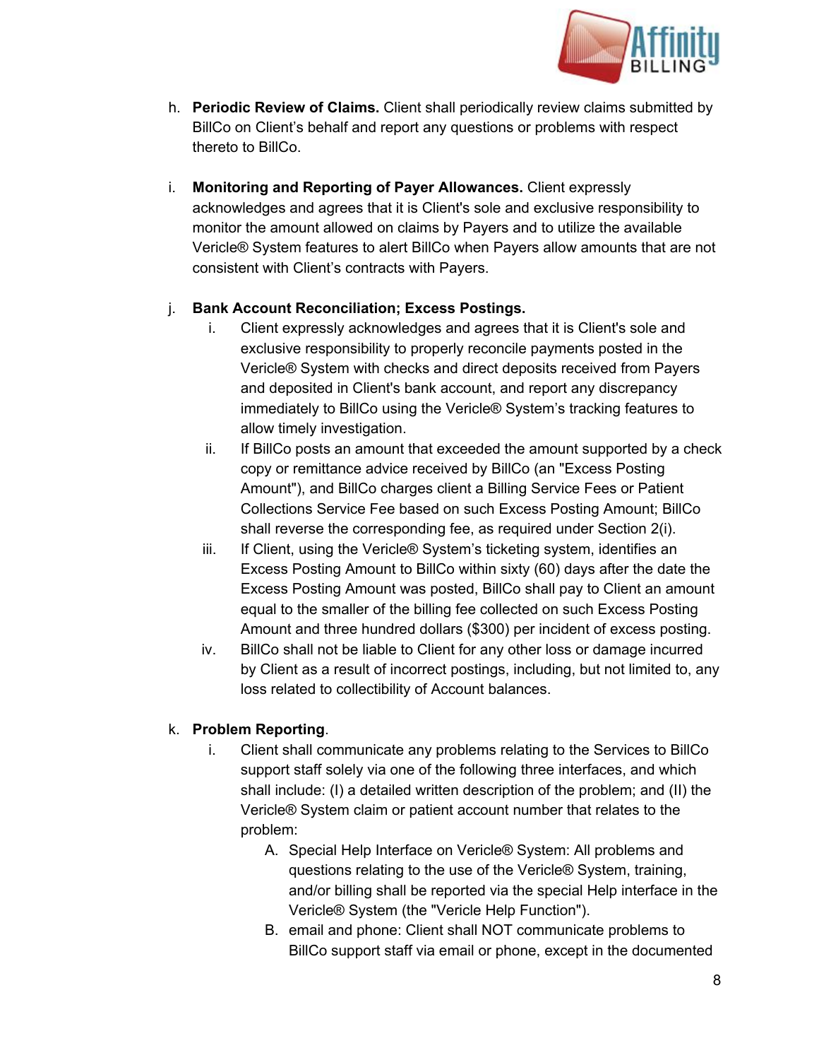h. **Periodic Review of Claims.** Client shall periodically review claims submitted by BillCo on Client's behalf and report any questions or problems with respect thereto to BillCo.

i. **Monitoring and Reporting of Payer Allowances.** Client expressly acknowledges and agrees that it is Client's sole and exclusive responsibility to monitor the amount allowed on claims by Payers and to utilize the available Vericle® System features to alert BillCo when Payers allow amounts that are not consistent with Client's contracts with Payers.

j. **Bank Account Reconciliation; Excess Postings.**

   i. Client expressly acknowledges and agrees that it is Client's sole and exclusive responsibility to properly reconcile payments posted in the Vericle® System with checks and direct deposits received from Payers and deposited in Client's bank account, and report any discrepancy immediately to BillCo using the Vericle® System's tracking features to allow timely investigation.

   ii. If BillCo posts an amount that exceeded the amount supported by a check copy or remittance advice received by BillCo (an "Excess Posting Amount"), and BillCo charges client a Billing Service Fees or Patient Collections Service Fee based on such Excess Posting Amount; BillCo shall reverse the corresponding fee, as required under Section 2(i).

   iii. If Client, using the Vericle® System's ticketing system, identifies an Excess Posting Amount to BillCo within sixty (60) days after the date the Excess Posting Amount was posted, BillCo shall pay to Client an amount equal to the smaller of the billing fee collected on such Excess Posting Amount and three hundred dollars ($300) per incident of excess posting.

   iv. BillCo shall not be liable to Client for any other loss or damage incurred by Client as a result of incorrect postings, including, but not limited to, any loss related to collectibility of Account balances.

k. **Problem Reporting**.

   i. Client shall communicate any problems relating to the Services to BillCo support staff solely via one of the following three interfaces, and which shall include: (I) a detailed written description of the problem; and (II) the Vericle® System claim or patient account number that relates to the problem:

      A. Special Help Interface on Vericle® System: All problems and questions relating to the use of the Vericle® System, training, and/or billing shall be reported via the special Help interface in the Vericle® System (the "Vericle Help Function").

      B. email and phone: Client shall NOT communicate problems to BillCo support staff via email or phone, except in the documented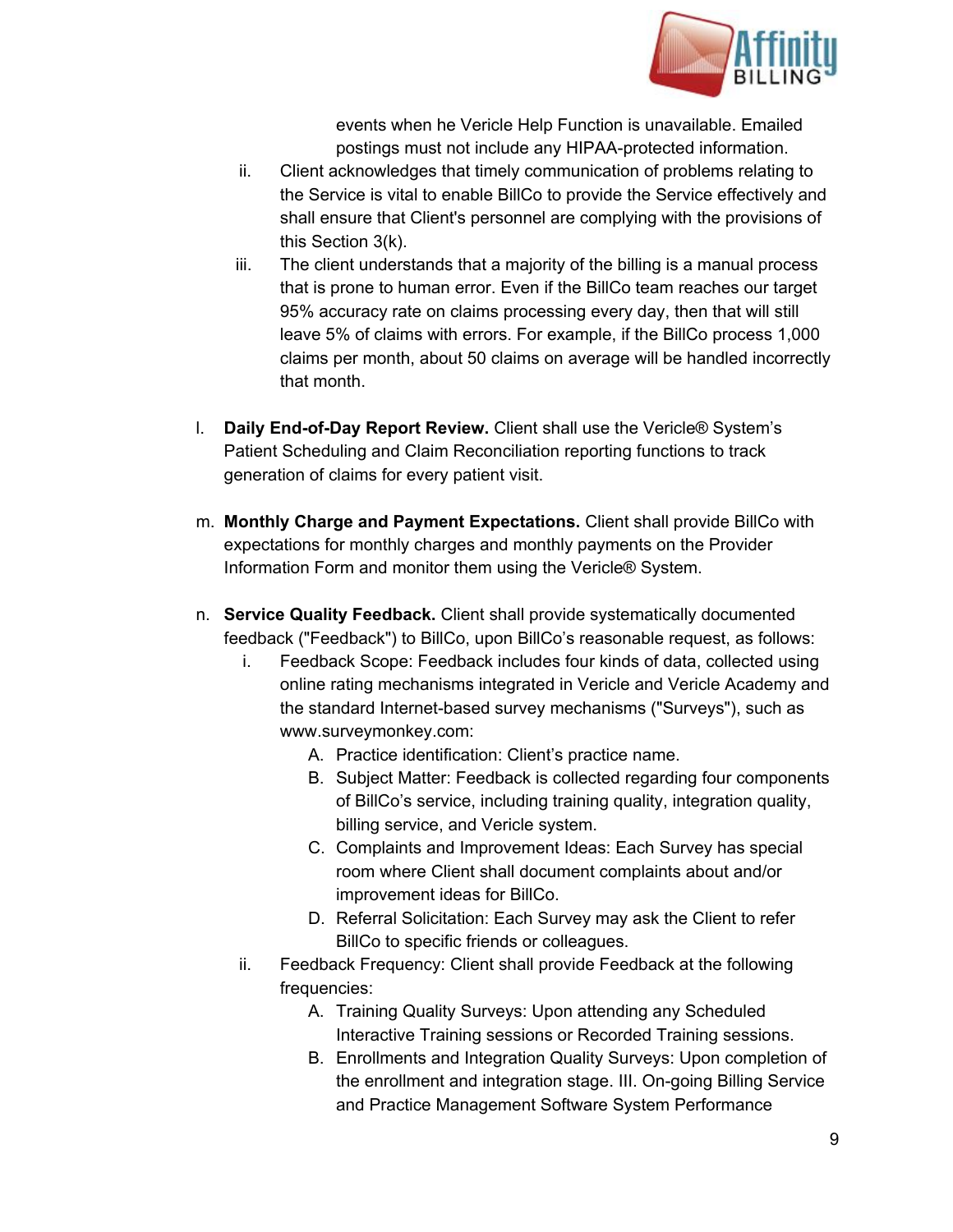events when he Vericle Help Function is unavailable. Emailed postings must not include any HIPAA-protected information.

ii. Client acknowledges that timely communication of problems relating to the Service is vital to enable BillCo to provide the Service effectively and shall ensure that Client's personnel are complying with the provisions of this Section 3(k).

iii. The client understands that a majority of the billing is a manual process that is prone to human error. Even if the BillCo team reaches our target 95% accuracy rate on claims processing every day, then that will still leave 5% of claims with errors. For example, if the BillCo process 1,000 claims per month, about 50 claims on average will be handled incorrectly that month.

l. **Daily End-of-Day Report Review.** Client shall use the Vericle® System's Patient Scheduling and Claim Reconciliation reporting functions to track generation of claims for every patient visit.

m. **Monthly Charge and Payment Expectations.** Client shall provide BillCo with expectations for monthly charges and monthly payments on the Provider Information Form and monitor them using the Vericle® System.

n. **Service Quality Feedback.** Client shall provide systematically documented feedback ("Feedback") to BillCo, upon BillCo's reasonable request, as follows:

   i. Feedback Scope: Feedback includes four kinds of data, collected using online rating mechanisms integrated in Vericle and Vericle Academy and the standard Internet-based survey mechanisms ("Surveys"), such as www.surveymonkey.com:

      A. Practice identification: Client's practice name.

      B. Subject Matter: Feedback is collected regarding four components of BillCo's service, including training quality, integration quality, billing service, and Vericle system.

      C. Complaints and Improvement Ideas: Each Survey has special room where Client shall document complaints about and/or improvement ideas for BillCo.

      D. Referral Solicitation: Each Survey may ask the Client to refer BillCo to specific friends or colleagues.

   ii. Feedback Frequency: Client shall provide Feedback at the following frequencies:

      A. Training Quality Surveys: Upon attending any Scheduled Interactive Training sessions or Recorded Training sessions.

      B. Enrollments and Integration Quality Surveys: Upon completion of the enrollment and integration stage. III. On-going Billing Service and Practice Management Software System Performance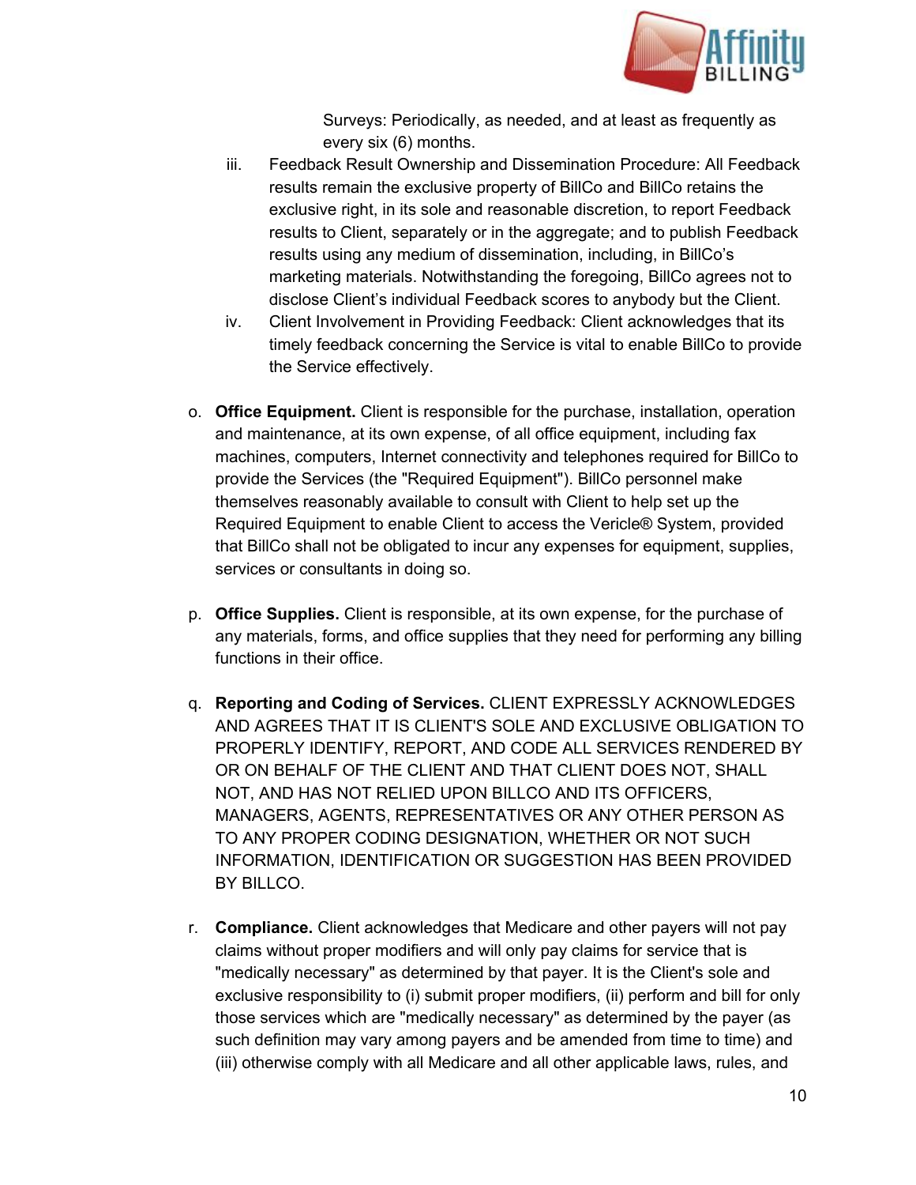Surveys: Periodically, as needed, and at least as frequently as every six (6) months.

iii. Feedback Result Ownership and Dissemination Procedure: All Feedback results remain the exclusive property of BillCo and BillCo retains the exclusive right, in its sole and reasonable discretion, to report Feedback results to Client, separately or in the aggregate; and to publish Feedback results using any medium of dissemination, including, in BillCo's marketing materials. Notwithstanding the foregoing, BillCo agrees not to disclose Client's individual Feedback scores to anybody but the Client.

iv. Client Involvement in Providing Feedback: Client acknowledges that its timely feedback concerning the Service is vital to enable BillCo to provide the Service effectively.

o. **Office Equipment.** Client is responsible for the purchase, installation, operation and maintenance, at its own expense, of all office equipment, including fax machines, computers, Internet connectivity and telephones required for BillCo to provide the Services (the "Required Equipment"). BillCo personnel make themselves reasonably available to consult with Client to help set up the Required Equipment to enable Client to access the Vericle® System, provided that BillCo shall not be obligated to incur any expenses for equipment, supplies, services or consultants in doing so.

p. **Office Supplies.** Client is responsible, at its own expense, for the purchase of any materials, forms, and office supplies that they need for performing any billing functions in their office.

q. **Reporting and Coding of Services.** CLIENT EXPRESSLY ACKNOWLEDGES AND AGREES THAT IT IS CLIENT'S SOLE AND EXCLUSIVE OBLIGATION TO PROPERLY IDENTIFY, REPORT, AND CODE ALL SERVICES RENDERED BY OR ON BEHALF OF THE CLIENT AND THAT CLIENT DOES NOT, SHALL NOT, AND HAS NOT RELIED UPON BILLCO AND ITS OFFICERS, MANAGERS, AGENTS, REPRESENTATIVES OR ANY OTHER PERSON AS TO ANY PROPER CODING DESIGNATION, WHETHER OR NOT SUCH INFORMATION, IDENTIFICATION OR SUGGESTION HAS BEEN PROVIDED BY BILLCO.

r. **Compliance.** Client acknowledges that Medicare and other payers will not pay claims without proper modifiers and will only pay claims for service that is "medically necessary" as determined by that payer. It is the Client's sole and exclusive responsibility to (i) submit proper modifiers, (ii) perform and bill for only those services which are "medically necessary" as determined by the payer (as such definition may vary among payers and be amended from time to time) and (iii) otherwise comply with all Medicare and all other applicable laws, rules, and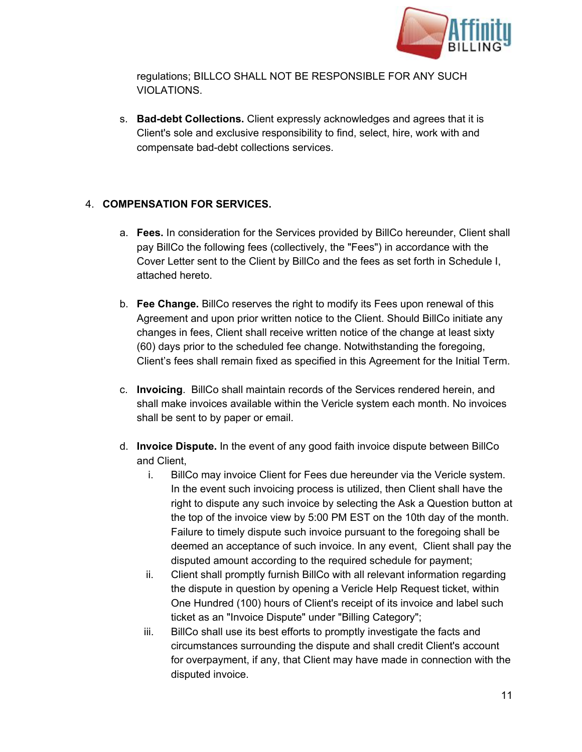regulations; BILLCO SHALL NOT BE RESPONSIBLE FOR ANY SUCH VIOLATIONS.

s. **Bad-debt Collections.** Client expressly acknowledges and agrees that it is Client's sole and exclusive responsibility to find, select, hire, work with and compensate bad-debt collections services.

4. **COMPENSATION FOR SERVICES.**

   a. **Fees.** In consideration for the Services provided by BillCo hereunder, Client shall pay BillCo the following fees (collectively, the "Fees") in accordance with the Cover Letter sent to the Client by BillCo and the fees as set forth in Schedule I, attached hereto.

   b. **Fee Change.** BillCo reserves the right to modify its Fees upon renewal of this Agreement and upon prior written notice to the Client. Should BillCo initiate any changes in fees, Client shall receive written notice of the change at least sixty (60) days prior to the scheduled fee change. Notwithstanding the foregoing, Client's fees shall remain fixed as specified in this Agreement for the Initial Term.

   c. **Invoicing**. BillCo shall maintain records of the Services rendered herein, and shall make invoices available within the Vericle system each month. No invoices shall be sent to by paper or email.

   d. **Invoice Dispute.** In the event of any good faith invoice dispute between BillCo and Client,

      i. BillCo may invoice Client for Fees due hereunder via the Vericle system. In the event such invoicing process is utilized, then Client shall have the right to dispute any such invoice by selecting the Ask a Question button at the top of the invoice view by 5:00 PM EST on the 10th day of the month. Failure to timely dispute such invoice pursuant to the foregoing shall be deemed an acceptance of such invoice. In any event, Client shall pay the disputed amount according to the required schedule for payment;

      ii. Client shall promptly furnish BillCo with all relevant information regarding the dispute in question by opening a Vericle Help Request ticket, within One Hundred (100) hours of Client's receipt of its invoice and label such ticket as an "Invoice Dispute" under "Billing Category";

      iii. BillCo shall use its best efforts to promptly investigate the facts and circumstances surrounding the dispute and shall credit Client's account for overpayment, if any, that Client may have made in connection with the disputed invoice.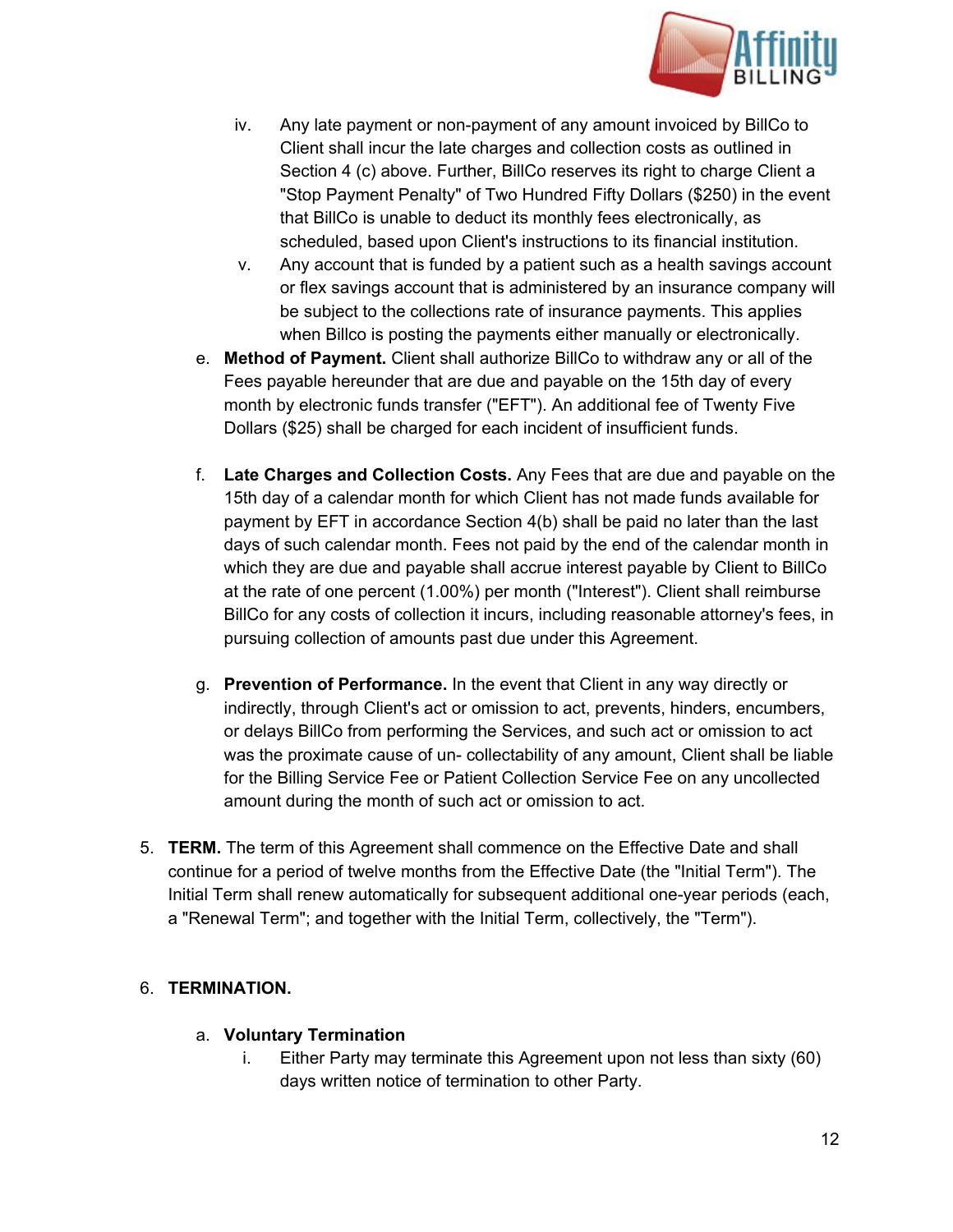iv. Any late payment or non-payment of any amount invoiced by BillCo to Client shall incur the late charges and collection costs as outlined in Section 4 (c) above. Further, BillCo reserves its right to charge Client a "Stop Payment Penalty" of Two Hundred Fifty Dollars ($250) in the event that BillCo is unable to deduct its monthly fees electronically, as scheduled, based upon Client's instructions to its financial institution.

v. Any account that is funded by a patient such as a health savings account or flex savings account that is administered by an insurance company will be subject to the collections rate of insurance payments. This applies when Billco is posting the payments either manually or electronically.

e. **Method of Payment.** Client shall authorize BillCo to withdraw any or all of the Fees payable hereunder that are due and payable on the 15th day of every month by electronic funds transfer ("EFT"). An additional fee of Twenty Five Dollars ($25) shall be charged for each incident of insufficient funds.

f. **Late Charges and Collection Costs.** Any Fees that are due and payable on the 15th day of a calendar month for which Client has not made funds available for payment by EFT in accordance Section 4(b) shall be paid no later than the last days of such calendar month. Fees not paid by the end of the calendar month in which they are due and payable shall accrue interest payable by Client to BillCo at the rate of one percent (1.00%) per month ("Interest"). Client shall reimburse BillCo for any costs of collection it incurs, including reasonable attorney's fees, in pursuing collection of amounts past due under this Agreement.

g. **Prevention of Performance.** In the event that Client in any way directly or indirectly, through Client's act or omission to act, prevents, hinders, encumbers, or delays BillCo from performing the Services, and such act or omission to act was the proximate cause of un- collectability of any amount, Client shall be liable for the Billing Service Fee or Patient Collection Service Fee on any uncollected amount during the month of such act or omission to act.

5. **TERM.** The term of this Agreement shall commence on the Effective Date and shall continue for a period of twelve months from the Effective Date (the "Initial Term"). The Initial Term shall renew automatically for subsequent additional one-year periods (each, a "Renewal Term"; and together with the Initial Term, collectively, the "Term").

6. **TERMINATION.**

a. **Voluntary Termination**

i. Either Party may terminate this Agreement upon not less than sixty (60) days written notice of termination to other Party.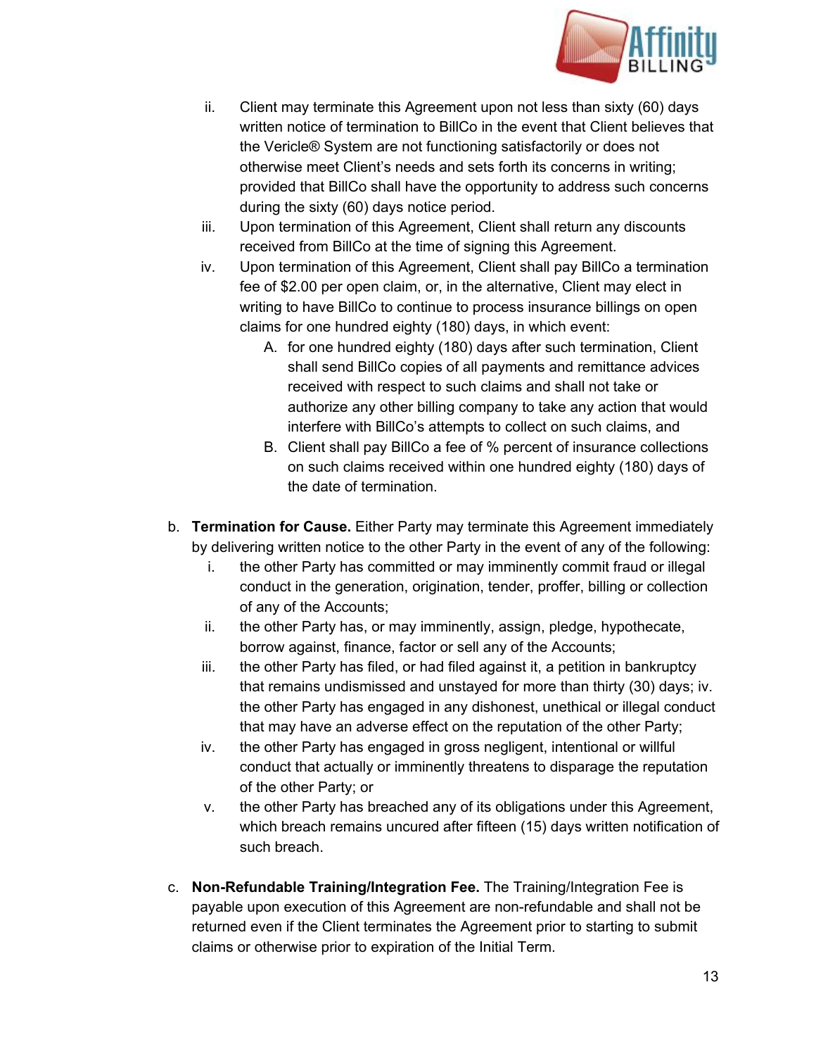ii. Client may terminate this Agreement upon not less than sixty (60) days written notice of termination to BillCo in the event that Client believes that the Vericle® System are not functioning satisfactorily or does not otherwise meet Client's needs and sets forth its concerns in writing; provided that BillCo shall have the opportunity to address such concerns during the sixty (60) days notice period.

iii. Upon termination of this Agreement, Client shall return any discounts received from BillCo at the time of signing this Agreement.

iv. Upon termination of this Agreement, Client shall pay BillCo a termination fee of $2.00 per open claim, or, in the alternative, Client may elect in writing to have BillCo to continue to process insurance billings on open claims for one hundred eighty (180) days, in which event:

   A. for one hundred eighty (180) days after such termination, Client shall send BillCo copies of all payments and remittance advices received with respect to such claims and shall not take or authorize any other billing company to take any action that would interfere with BillCo's attempts to collect on such claims, and

   B. Client shall pay BillCo a fee of % percent of insurance collections on such claims received within one hundred eighty (180) days of the date of termination.

b. **Termination for Cause.** Either Party may terminate this Agreement immediately by delivering written notice to the other Party in the event of any of the following:

   i. the other Party has committed or may imminently commit fraud or illegal conduct in the generation, origination, tender, proffer, billing or collection of any of the Accounts;

   ii. the other Party has, or may imminently, assign, pledge, hypothecate, borrow against, finance, factor or sell any of the Accounts;

   iii. the other Party has filed, or had filed against it, a petition in bankruptcy that remains undismissed and unstayed for more than thirty (30) days; iv. the other Party has engaged in any dishonest, unethical or illegal conduct that may have an adverse effect on the reputation of the other Party;

   iv. the other Party has engaged in gross negligent, intentional or willful conduct that actually or imminently threatens to disparage the reputation of the other Party; or

   v. the other Party has breached any of its obligations under this Agreement, which breach remains uncured after fifteen (15) days written notification of such breach.

c. **Non-Refundable Training/Integration Fee.** The Training/Integration Fee is payable upon execution of this Agreement are non-refundable and shall not be returned even if the Client terminates the Agreement prior to starting to submit claims or otherwise prior to expiration of the Initial Term.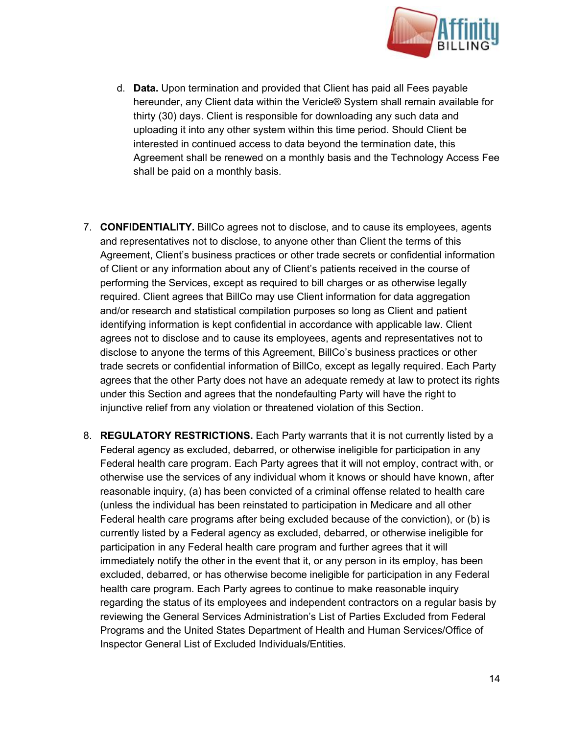d. **Data.** Upon termination and provided that Client has paid all Fees payable hereunder, any Client data within the Vericle® System shall remain available for thirty (30) days. Client is responsible for downloading any such data and uploading it into any other system within this time period. Should Client be interested in continued access to data beyond the termination date, this Agreement shall be renewed on a monthly basis and the Technology Access Fee shall be paid on a monthly basis.

7. **CONFIDENTIALITY.** BillCo agrees not to disclose, and to cause its employees, agents and representatives not to disclose, to anyone other than Client the terms of this Agreement, Client's business practices or other trade secrets or confidential information of Client or any information about any of Client's patients received in the course of performing the Services, except as required to bill charges or as otherwise legally required. Client agrees that BillCo may use Client information for data aggregation and/or research and statistical compilation purposes so long as Client and patient identifying information is kept confidential in accordance with applicable law. Client agrees not to disclose and to cause its employees, agents and representatives not to disclose to anyone the terms of this Agreement, BillCo's business practices or other trade secrets or confidential information of BillCo, except as legally required. Each Party agrees that the other Party does not have an adequate remedy at law to protect its rights under this Section and agrees that the nondefaulting Party will have the right to injunctive relief from any violation or threatened violation of this Section.

8. **REGULATORY RESTRICTIONS.** Each Party warrants that it is not currently listed by a Federal agency as excluded, debarred, or otherwise ineligible for participation in any Federal health care program. Each Party agrees that it will not employ, contract with, or otherwise use the services of any individual whom it knows or should have known, after reasonable inquiry, (a) has been convicted of a criminal offense related to health care (unless the individual has been reinstated to participation in Medicare and all other Federal health care programs after being excluded because of the conviction), or (b) is currently listed by a Federal agency as excluded, debarred, or otherwise ineligible for participation in any Federal health care program and further agrees that it will immediately notify the other in the event that it, or any person in its employ, has been excluded, debarred, or has otherwise become ineligible for participation in any Federal health care program. Each Party agrees to continue to make reasonable inquiry regarding the status of its employees and independent contractors on a regular basis by reviewing the General Services Administration's List of Parties Excluded from Federal Programs and the United States Department of Health and Human Services/Office of Inspector General List of Excluded Individuals/Entities.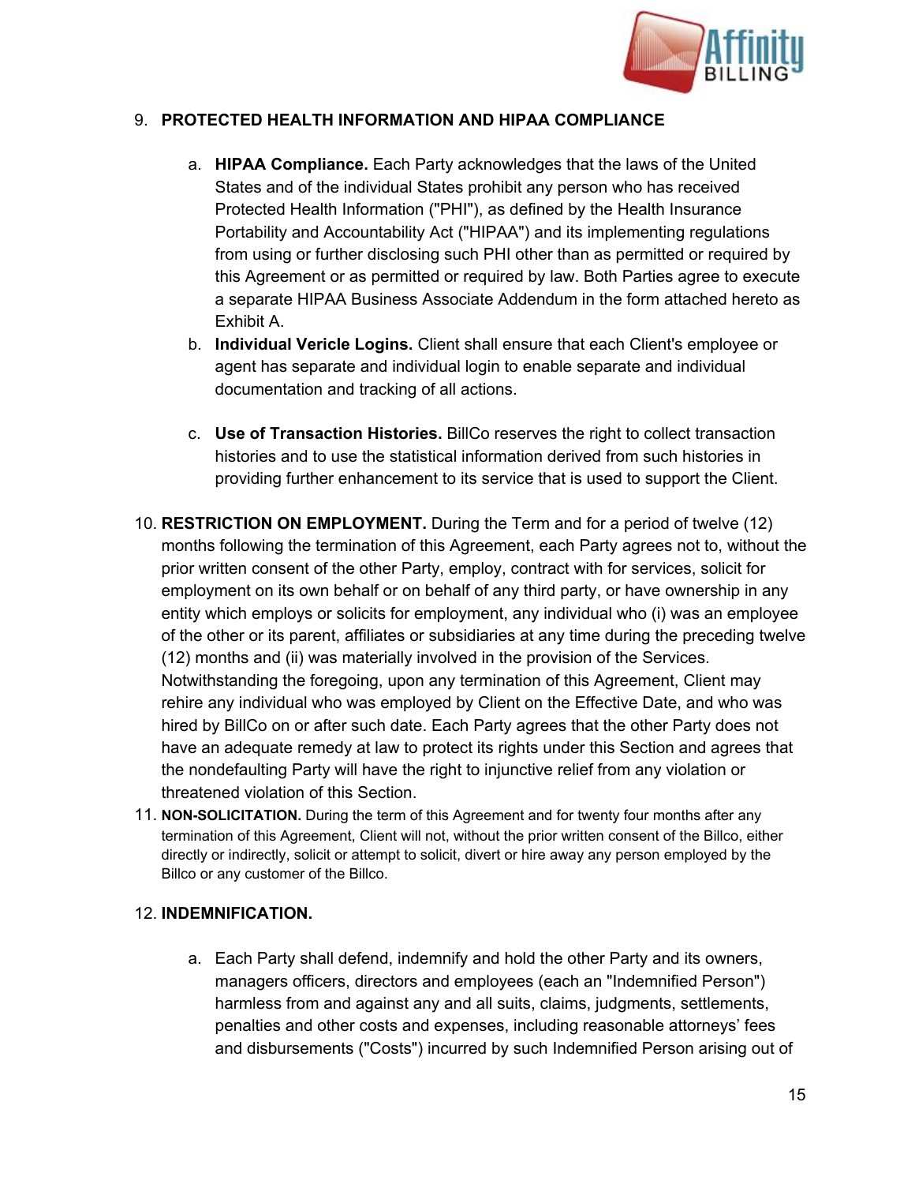9. **PROTECTED HEALTH INFORMATION AND HIPAA COMPLIANCE**

   a. **HIPAA Compliance.** Each Party acknowledges that the laws of the United States and of the individual States prohibit any person who has received Protected Health Information ("PHI"), as defined by the Health Insurance Portability and Accountability Act ("HIPAA") and its implementing regulations from using or further disclosing such PHI other than as permitted or required by this Agreement or as permitted or required by law. Both Parties agree to execute a separate HIPAA Business Associate Addendum in the form attached hereto as Exhibit A.

   b. **Individual Vericle Logins.** Client shall ensure that each Client's employee or agent has separate and individual login to enable separate and individual documentation and tracking of all actions.

   c. **Use of Transaction Histories.** BillCo reserves the right to collect transaction histories and to use the statistical information derived from such histories in providing further enhancement to its service that is used to support the Client.

10. **RESTRICTION ON EMPLOYMENT.** During the Term and for a period of twelve (12) months following the termination of this Agreement, each Party agrees not to, without the prior written consent of the other Party, employ, contract with for services, solicit for employment on its own behalf or on behalf of any third party, or have ownership in any entity which employs or solicits for employment, any individual who (i) was an employee of the other or its parent, affiliates or subsidiaries at any time during the preceding twelve (12) months and (ii) was materially involved in the provision of the Services. Notwithstanding the foregoing, upon any termination of this Agreement, Client may rehire any individual who was employed by Client on the Effective Date, and who was hired by BillCo on or after such date. Each Party agrees that the other Party does not have an adequate remedy at law to protect its rights under this Section and agrees that the nondefaulting Party will have the right to injunctive relief from any violation or threatened violation of this Section.

11. **NON-SOLICITATION.** During the term of this Agreement and for twenty four months after any termination of this Agreement, Client will not, without the prior written consent of the Billco, either directly or indirectly, solicit or attempt to solicit, divert or hire away any person employed by the Billco or any customer of the Billco.

12. **INDEMNIFICATION.**

   a. Each Party shall defend, indemnify and hold the other Party and its owners, managers officers, directors and employees (each an "Indemnified Person") harmless from and against any and all suits, claims, judgments, settlements, penalties and other costs and expenses, including reasonable attorneys' fees and disbursements ("Costs") incurred by such Indemnified Person arising out of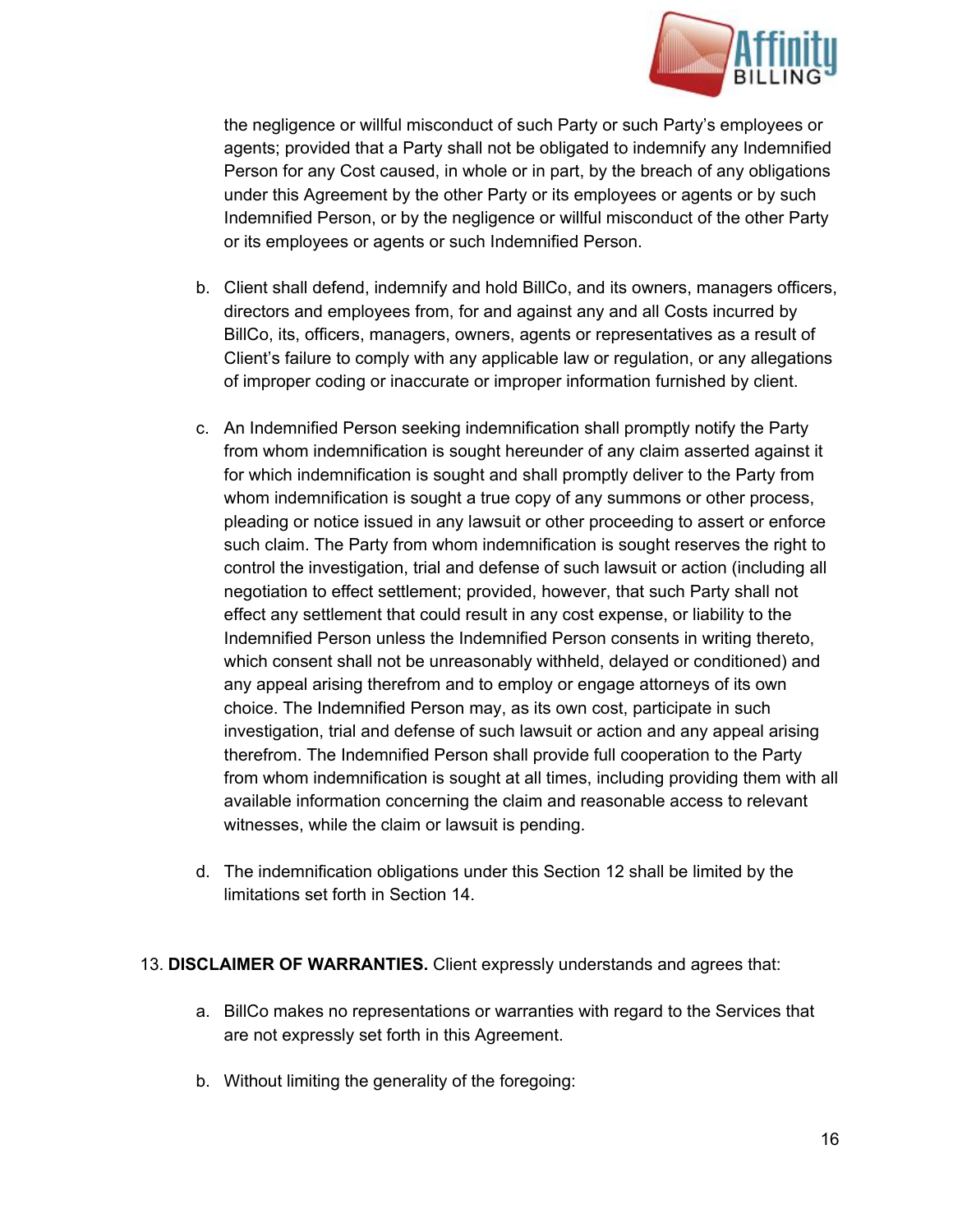the negligence or willful misconduct of such Party or such Party's employees or agents; provided that a Party shall not be obligated to indemnify any Indemnified Person for any Cost caused, in whole or in part, by the breach of any obligations under this Agreement by the other Party or its employees or agents or by such Indemnified Person, or by the negligence or willful misconduct of the other Party or its employees or agents or such Indemnified Person.

b. Client shall defend, indemnify and hold BillCo, and its owners, managers officers, directors and employees from, for and against any and all Costs incurred by BillCo, its, officers, managers, owners, agents or representatives as a result of Client's failure to comply with any applicable law or regulation, or any allegations of improper coding or inaccurate or improper information furnished by client.

c. An Indemnified Person seeking indemnification shall promptly notify the Party from whom indemnification is sought hereunder of any claim asserted against it for which indemnification is sought and shall promptly deliver to the Party from whom indemnification is sought a true copy of any summons or other process, pleading or notice issued in any lawsuit or other proceeding to assert or enforce such claim. The Party from whom indemnification is sought reserves the right to control the investigation, trial and defense of such lawsuit or action (including all negotiation to effect settlement; provided, however, that such Party shall not effect any settlement that could result in any cost expense, or liability to the Indemnified Person unless the Indemnified Person consents in writing thereto, which consent shall not be unreasonably withheld, delayed or conditioned) and any appeal arising therefrom and to employ or engage attorneys of its own choice. The Indemnified Person may, as its own cost, participate in such investigation, trial and defense of such lawsuit or action and any appeal arising therefrom. The Indemnified Person shall provide full cooperation to the Party from whom indemnification is sought at all times, including providing them with all available information concerning the claim and reasonable access to relevant witnesses, while the claim or lawsuit is pending.

d. The indemnification obligations under this Section 12 shall be limited by the limitations set forth in Section 14.

13. **DISCLAIMER OF WARRANTIES.** Client expressly understands and agrees that:

a. BillCo makes no representations or warranties with regard to the Services that are not expressly set forth in this Agreement.

b. Without limiting the generality of the foregoing: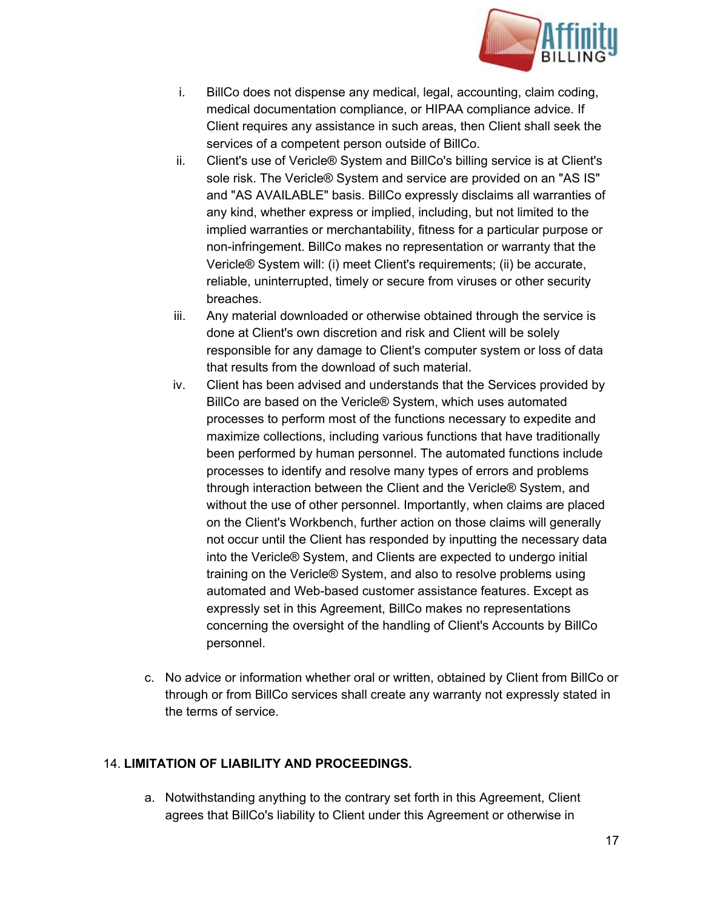i. BillCo does not dispense any medical, legal, accounting, claim coding, medical documentation compliance, or HIPAA compliance advice. If Client requires any assistance in such areas, then Client shall seek the services of a competent person outside of BillCo.

ii. Client's use of Vericle® System and BillCo's billing service is at Client's sole risk. The Vericle® System and service are provided on an "AS IS" and "AS AVAILABLE" basis. BillCo expressly disclaims all warranties of any kind, whether express or implied, including, but not limited to the implied warranties or merchantability, fitness for a particular purpose or non-infringement. BillCo makes no representation or warranty that the Vericle® System will: (i) meet Client's requirements; (ii) be accurate, reliable, uninterrupted, timely or secure from viruses or other security breaches.

iii. Any material downloaded or otherwise obtained through the service is done at Client's own discretion and risk and Client will be solely responsible for any damage to Client's computer system or loss of data that results from the download of such material.

iv. Client has been advised and understands that the Services provided by BillCo are based on the Vericle® System, which uses automated processes to perform most of the functions necessary to expedite and maximize collections, including various functions that have traditionally been performed by human personnel. The automated functions include processes to identify and resolve many types of errors and problems through interaction between the Client and the Vericle® System, and without the use of other personnel. Importantly, when claims are placed on the Client's Workbench, further action on those claims will generally not occur until the Client has responded by inputting the necessary data into the Vericle® System, and Clients are expected to undergo initial training on the Vericle® System, and also to resolve problems using automated and Web-based customer assistance features. Except as expressly set in this Agreement, BillCo makes no representations concerning the oversight of the handling of Client's Accounts by BillCo personnel.

c. No advice or information whether oral or written, obtained by Client from BillCo or through or from BillCo services shall create any warranty not expressly stated in the terms of service.

14. **LIMITATION OF LIABILITY AND PROCEEDINGS.**

a. Notwithstanding anything to the contrary set forth in this Agreement, Client agrees that BillCo's liability to Client under this Agreement or otherwise in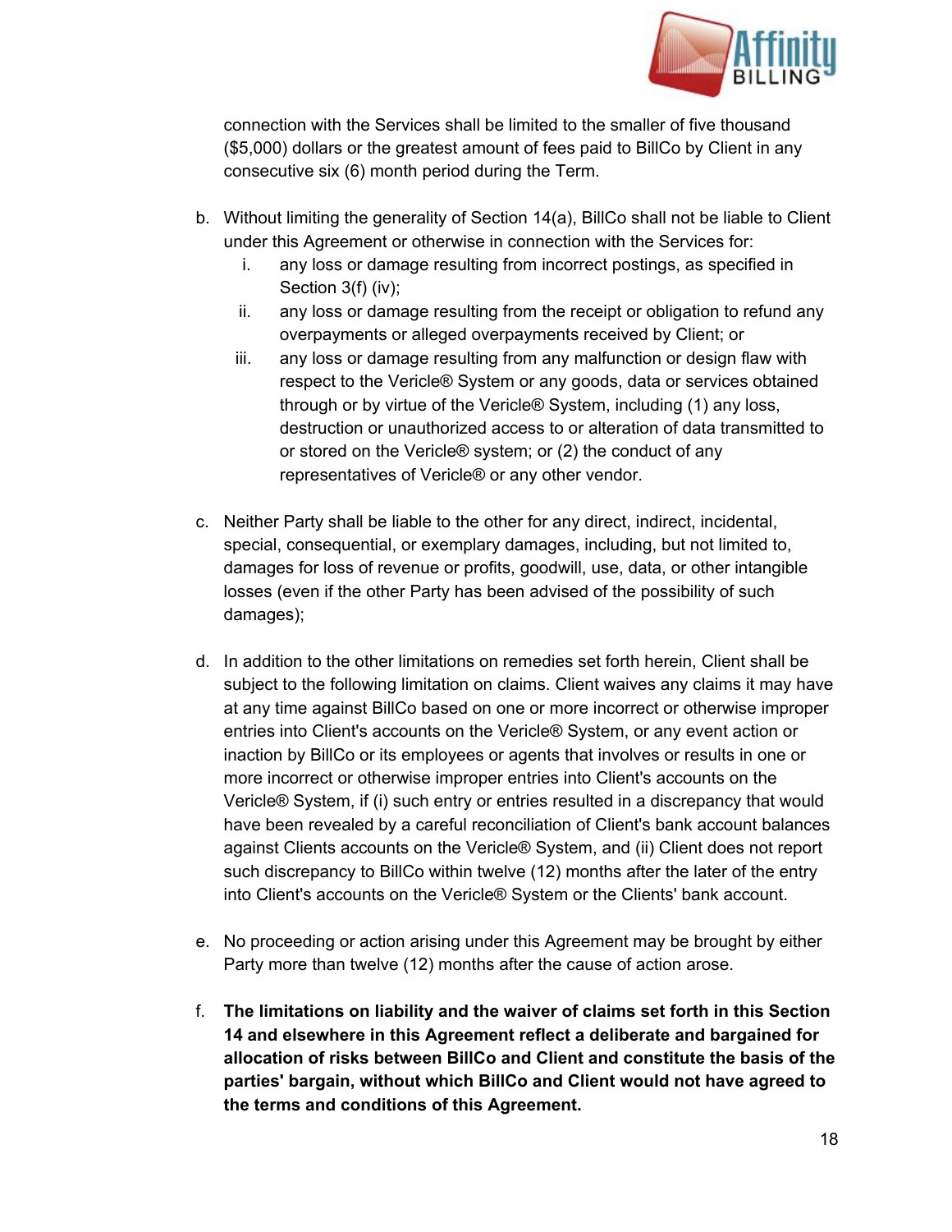connection with the Services shall be limited to the smaller of five thousand ($5,000) dollars or the greatest amount of fees paid to BillCo by Client in any consecutive six (6) month period during the Term.

b. Without limiting the generality of Section 14(a), BillCo shall not be liable to Client under this Agreement or otherwise in connection with the Services for:
   i. any loss or damage resulting from incorrect postings, as specified in Section 3(f) (iv);
   ii. any loss or damage resulting from the receipt or obligation to refund any overpayments or alleged overpayments received by Client; or
   iii. any loss or damage resulting from any malfunction or design flaw with respect to the Vericle® System or any goods, data or services obtained through or by virtue of the Vericle® System, including (1) any loss, destruction or unauthorized access to or alteration of data transmitted to or stored on the Vericle® system; or (2) the conduct of any representatives of Vericle® or any other vendor.

c. Neither Party shall be liable to the other for any direct, indirect, incidental, special, consequential, or exemplary damages, including, but not limited to, damages for loss of revenue or profits, goodwill, use, data, or other intangible losses (even if the other Party has been advised of the possibility of such damages);

d. In addition to the other limitations on remedies set forth herein, Client shall be subject to the following limitation on claims. Client waives any claims it may have at any time against BillCo based on one or more incorrect or otherwise improper entries into Client's accounts on the Vericle® System, or any event action or inaction by BillCo or its employees or agents that involves or results in one or more incorrect or otherwise improper entries into Client's accounts on the Vericle® System, if (i) such entry or entries resulted in a discrepancy that would have been revealed by a careful reconciliation of Client's bank account balances against Clients accounts on the Vericle® System, and (ii) Client does not report such discrepancy to BillCo within twelve (12) months after the later of the entry into Client's accounts on the Vericle® System or the Clients' bank account.

e. No proceeding or action arising under this Agreement may be brought by either Party more than twelve (12) months after the cause of action arose.

f. **The limitations on liability and the waiver of claims set forth in this Section 14 and elsewhere in this Agreement reflect a deliberate and bargained for allocation of risks between BillCo and Client and constitute the basis of the parties' bargain, without which BillCo and Client would not have agreed to the terms and conditions of this Agreement.**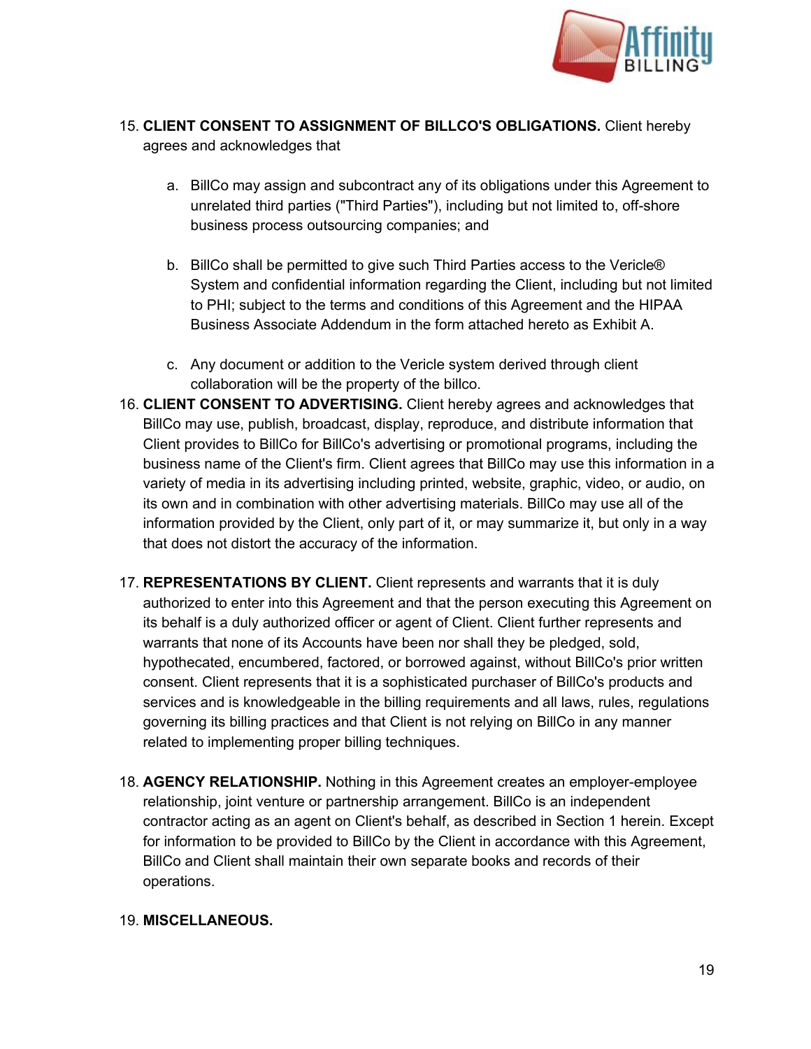15. **CLIENT CONSENT TO ASSIGNMENT OF BILLCO'S OBLIGATIONS.** Client hereby agrees and acknowledges that

    a. BillCo may assign and subcontract any of its obligations under this Agreement to unrelated third parties ("Third Parties"), including but not limited to, off-shore business process outsourcing companies; and

    b. BillCo shall be permitted to give such Third Parties access to the Vericle® System and confidential information regarding the Client, including but not limited to PHI; subject to the terms and conditions of this Agreement and the HIPAA Business Associate Addendum in the form attached hereto as Exhibit A.

    c. Any document or addition to the Vericle system derived through client collaboration will be the property of the billco.

16. **CLIENT CONSENT TO ADVERTISING.** Client hereby agrees and acknowledges that BillCo may use, publish, broadcast, display, reproduce, and distribute information that Client provides to BillCo for BillCo's advertising or promotional programs, including the business name of the Client's firm. Client agrees that BillCo may use this information in a variety of media in its advertising including printed, website, graphic, video, or audio, on its own and in combination with other advertising materials. BillCo may use all of the information provided by the Client, only part of it, or may summarize it, but only in a way that does not distort the accuracy of the information.

17. **REPRESENTATIONS BY CLIENT.** Client represents and warrants that it is duly authorized to enter into this Agreement and that the person executing this Agreement on its behalf is a duly authorized officer or agent of Client. Client further represents and warrants that none of its Accounts have been nor shall they be pledged, sold, hypothecated, encumbered, factored, or borrowed against, without BillCo's prior written consent. Client represents that it is a sophisticated purchaser of BillCo's products and services and is knowledgeable in the billing requirements and all laws, rules, regulations governing its billing practices and that Client is not relying on BillCo in any manner related to implementing proper billing techniques.

18. **AGENCY RELATIONSHIP.** Nothing in this Agreement creates an employer-employee relationship, joint venture or partnership arrangement. BillCo is an independent contractor acting as an agent on Client's behalf, as described in Section 1 herein. Except for information to be provided to BillCo by the Client in accordance with this Agreement, BillCo and Client shall maintain their own separate books and records of their operations.

19. **MISCELLANEOUS.**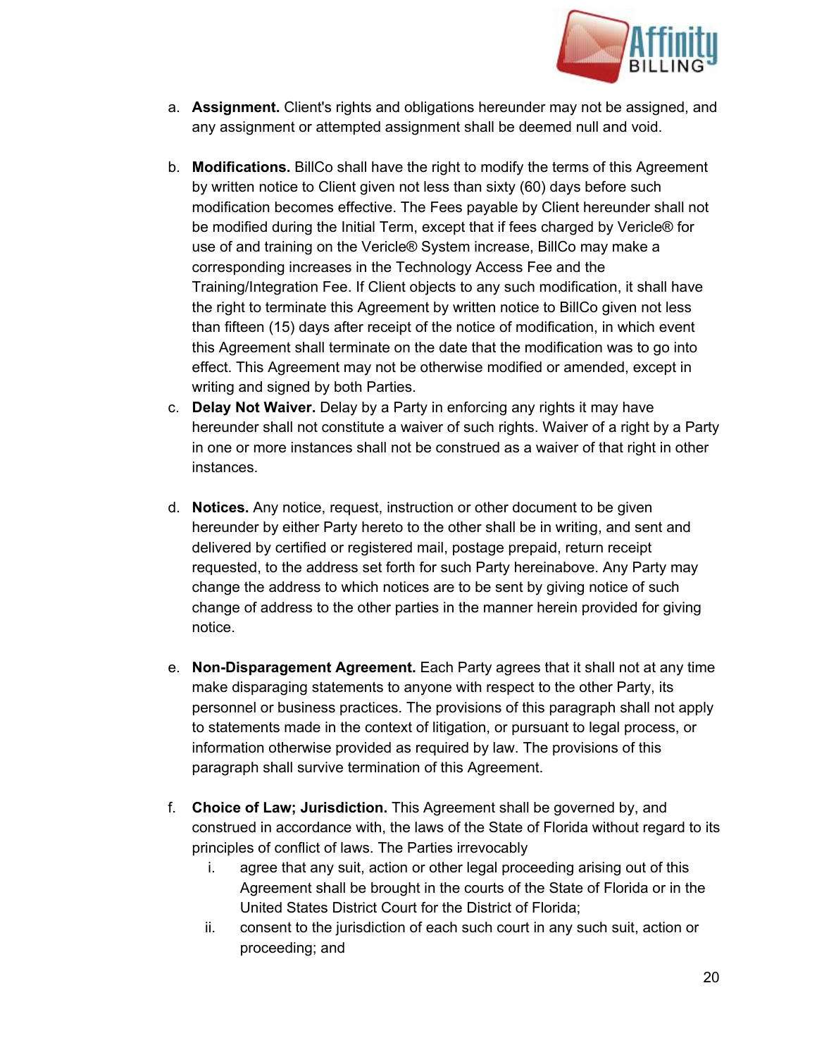a. **Assignment.** Client's rights and obligations hereunder may not be assigned, and any assignment or attempted assignment shall be deemed null and void.

b. **Modifications.** BillCo shall have the right to modify the terms of this Agreement by written notice to Client given not less than sixty (60) days before such modification becomes effective. The Fees payable by Client hereunder shall not be modified during the Initial Term, except that if fees charged by Vericle® for use of and training on the Vericle® System increase, BillCo may make a corresponding increases in the Technology Access Fee and the Training/Integration Fee. If Client objects to any such modification, it shall have the right to terminate this Agreement by written notice to BillCo given not less than fifteen (15) days after receipt of the notice of modification, in which event this Agreement shall terminate on the date that the modification was to go into effect. This Agreement may not be otherwise modified or amended, except in writing and signed by both Parties.

c. **Delay Not Waiver.** Delay by a Party in enforcing any rights it may have hereunder shall not constitute a waiver of such rights. Waiver of a right by a Party in one or more instances shall not be construed as a waiver of that right in other instances.

d. **Notices.** Any notice, request, instruction or other document to be given hereunder by either Party hereto to the other shall be in writing, and sent and delivered by certified or registered mail, postage prepaid, return receipt requested, to the address set forth for such Party hereinabove. Any Party may change the address to which notices are to be sent by giving notice of such change of address to the other parties in the manner herein provided for giving notice.

e. **Non-Disparagement Agreement.** Each Party agrees that it shall not at any time make disparaging statements to anyone with respect to the other Party, its personnel or business practices. The provisions of this paragraph shall not apply to statements made in the context of litigation, or pursuant to legal process, or information otherwise provided as required by law. The provisions of this paragraph shall survive termination of this Agreement.

f. **Choice of Law; Jurisdiction.** This Agreement shall be governed by, and construed in accordance with, the laws of the State of Florida without regard to its principles of conflict of laws. The Parties irrevocably
    i. agree that any suit, action or other legal proceeding arising out of this Agreement shall be brought in the courts of the State of Florida or in the United States District Court for the District of Florida;
    ii. consent to the jurisdiction of each such court in any such suit, action or proceeding; and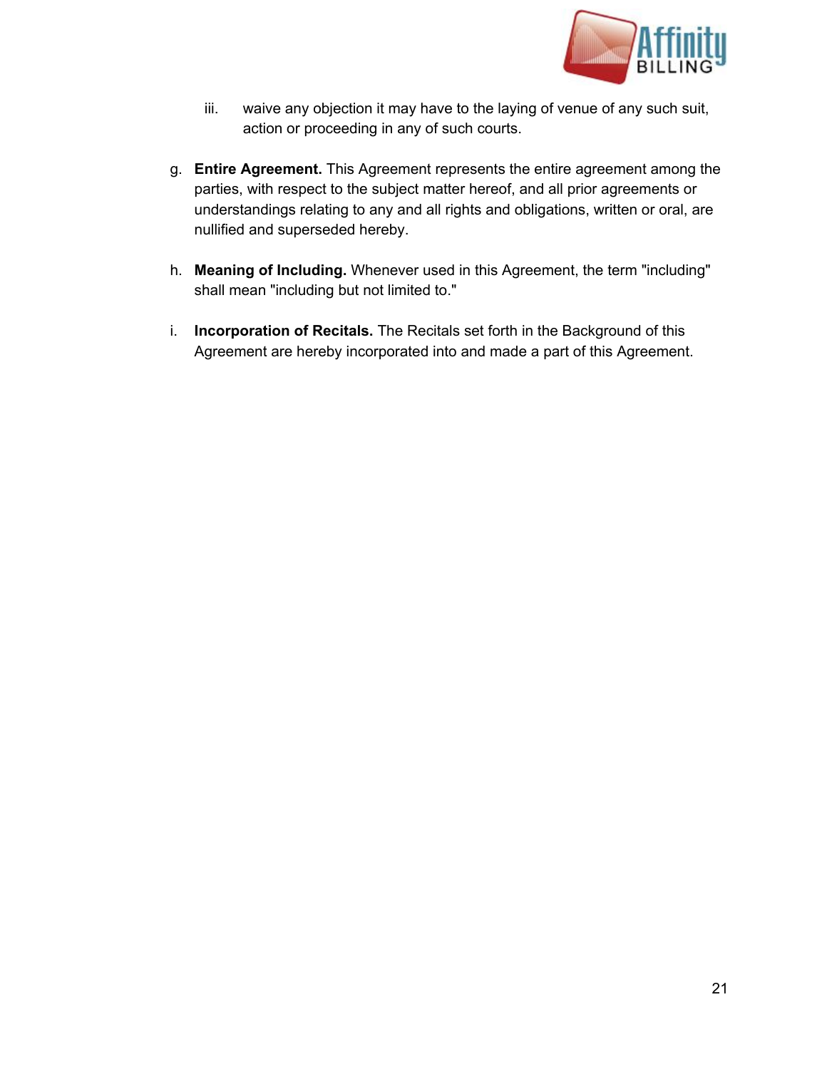iii. waive any objection it may have to the laying of venue of any such suit, action or proceeding in any of such courts.

g. **Entire Agreement.** This Agreement represents the entire agreement among the parties, with respect to the subject matter hereof, and all prior agreements or understandings relating to any and all rights and obligations, written or oral, are nullified and superseded hereby.

h. **Meaning of Including.** Whenever used in this Agreement, the term "including" shall mean "including but not limited to."

i. **Incorporation of Recitals.** The Recitals set forth in the Background of this Agreement are hereby incorporated into and made a part of this Agreement.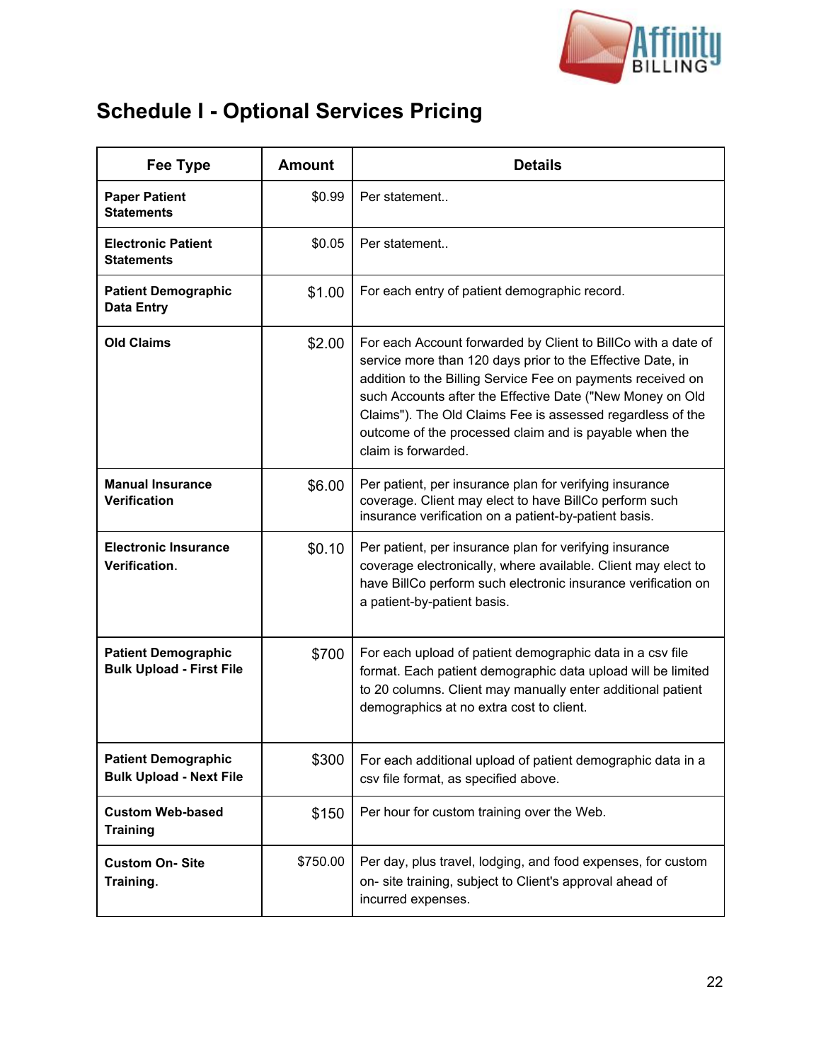# Schedule I - Optional Services Pricing

| Fee Type | Amount | Details |
|---|---|---|
| **Paper Patient Statements** | $0.99 | Per statement.. |
| **Electronic Patient Statements** | $0.05 | Per statement.. |
| **Patient Demographic Data Entry** | $1.00 | For each entry of patient demographic record. |
| **Old Claims** | $2.00 | For each Account forwarded by Client to BillCo with a date of service more than 120 days prior to the Effective Date, in addition to the Billing Service Fee on payments received on such Accounts after the Effective Date ("New Money on Old Claims"). The Old Claims Fee is assessed regardless of the outcome of the processed claim and is payable when the claim is forwarded. |
| **Manual Insurance Verification** | $6.00 | Per patient, per insurance plan for verifying insurance coverage. Client may elect to have BillCo perform such insurance verification on a patient-by-patient basis. |
| **Electronic Insurance Verification**. | $0.10 | Per patient, per insurance plan for verifying insurance coverage electronically, where available. Client may elect to have BillCo perform such electronic insurance verification on a patient-by-patient basis. |
| **Patient Demographic Bulk Upload - First File** | $700 | For each upload of patient demographic data in a csv file format. Each patient demographic data upload will be limited to 20 columns. Client may manually enter additional patient demographics at no extra cost to client. |
| **Patient Demographic Bulk Upload - Next File** | $300 | For each additional upload of patient demographic data in a csv file format, as specified above. |
| **Custom Web-based Training** | $150 | Per hour for custom training over the Web. |
| **Custom On- Site Training**. | $750.00 | Per day, plus travel, lodging, and food expenses, for custom on- site training, subject to Client's approval ahead of incurred expenses. |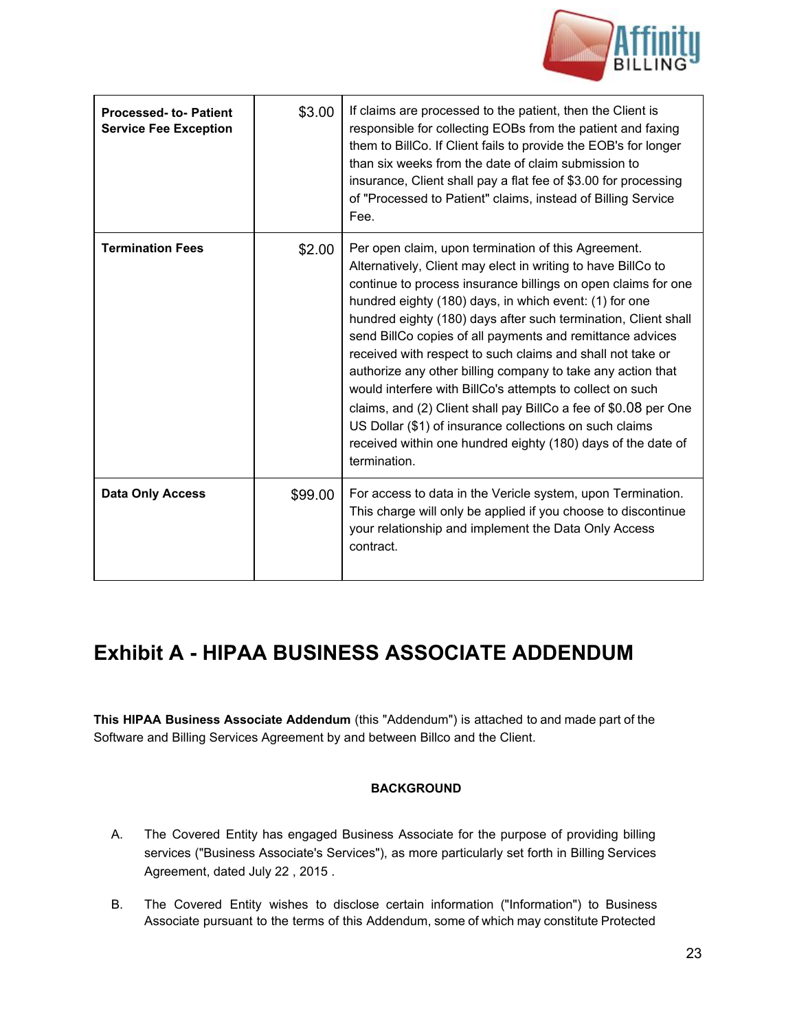| | | |
|---|---|---|
| **Processed- to- Patient Service Fee Exception** | $3.00 | If claims are processed to the patient, then the Client is responsible for collecting EOBs from the patient and faxing them to BillCo. If Client fails to provide the EOB's for longer than six weeks from the date of claim submission to insurance, Client shall pay a flat fee of $3.00 for processing of "Processed to Patient" claims, instead of Billing Service Fee. |
| **Termination Fees** | $2.00 | Per open claim, upon termination of this Agreement. Alternatively, Client may elect in writing to have BillCo to continue to process insurance billings on open claims for one hundred eighty (180) days, in which event: (1) for one hundred eighty (180) days after such termination, Client shall send BillCo copies of all payments and remittance advices received with respect to such claims and shall not take or authorize any other billing company to take any action that would interfere with BillCo's attempts to collect on such claims, and (2) Client shall pay BillCo a fee of $0.08 per One US Dollar ($1) of insurance collections on such claims received within one hundred eighty (180) days of the date of termination. |
| **Data Only Access** | $99.00 | For access to data in the Vericle system, upon Termination. This charge will only be applied if you choose to discontinue your relationship and implement the Data Only Access contract. |

# Exhibit A - HIPAA BUSINESS ASSOCIATE ADDENDUM

**This HIPAA Business Associate Addendum** (this "Addendum") is attached to and made part of the Software and Billing Services Agreement by and between Billco and the Client.

**BACKGROUND**

A. The Covered Entity has engaged Business Associate for the purpose of providing billing services ("Business Associate's Services"), as more particularly set forth in Billing Services Agreement, dated July 22 , 2015 .

B. The Covered Entity wishes to disclose certain information ("Information") to Business Associate pursuant to the terms of this Addendum, some of which may constitute Protected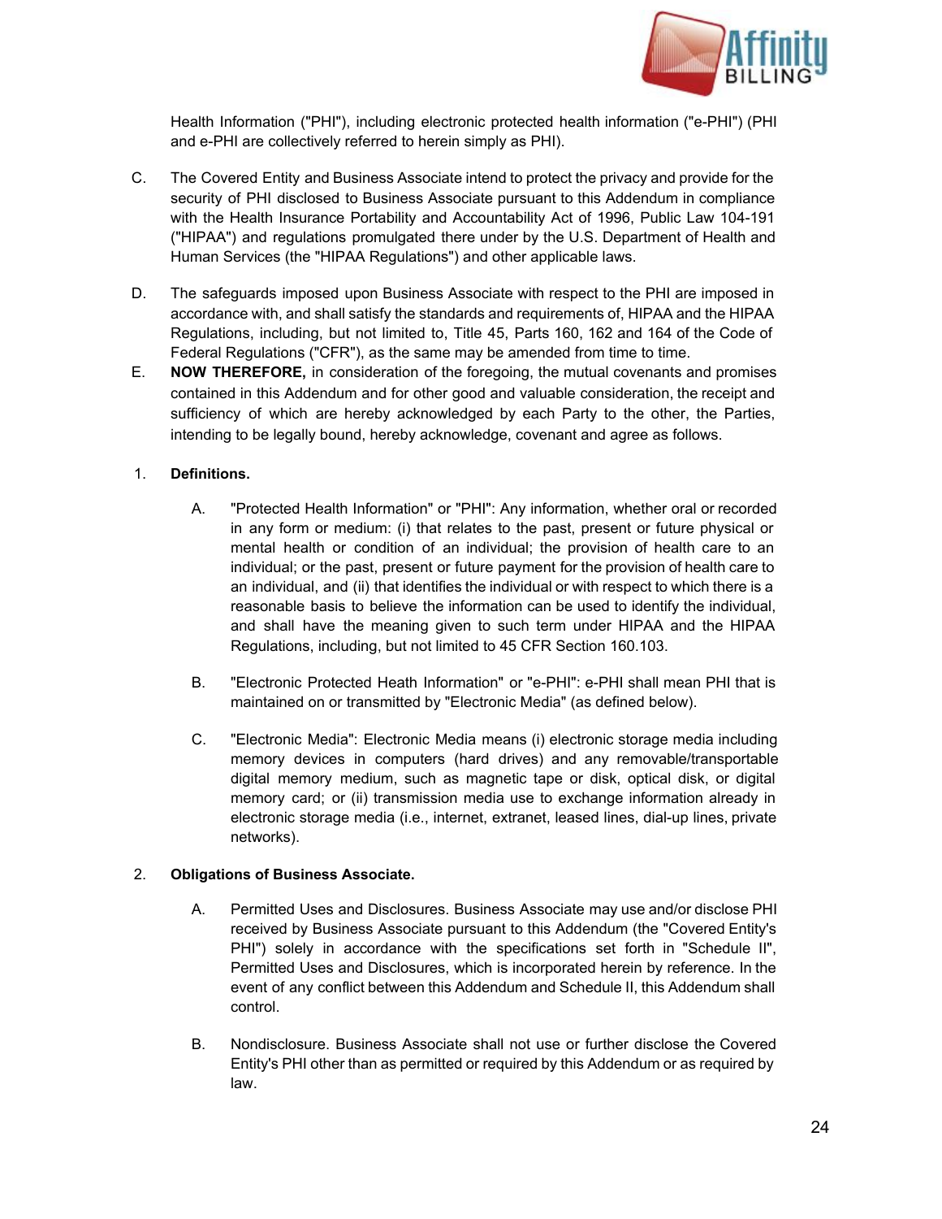Health Information ("PHI"), including electronic protected health information ("e-PHI") (PHI and e-PHI are collectively referred to herein simply as PHI).

C. The Covered Entity and Business Associate intend to protect the privacy and provide for the security of PHI disclosed to Business Associate pursuant to this Addendum in compliance with the Health Insurance Portability and Accountability Act of 1996, Public Law 104-191 ("HIPAA") and regulations promulgated there under by the U.S. Department of Health and Human Services (the "HIPAA Regulations") and other applicable laws.

D. The safeguards imposed upon Business Associate with respect to the PHI are imposed in accordance with, and shall satisfy the standards and requirements of, HIPAA and the HIPAA Regulations, including, but not limited to, Title 45, Parts 160, 162 and 164 of the Code of Federal Regulations ("CFR"), as the same may be amended from time to time.

E. **NOW THEREFORE,** in consideration of the foregoing, the mutual covenants and promises contained in this Addendum and for other good and valuable consideration, the receipt and sufficiency of which are hereby acknowledged by each Party to the other, the Parties, intending to be legally bound, hereby acknowledge, covenant and agree as follows.

1. **Definitions.**

   A. "Protected Health Information" or "PHI": Any information, whether oral or recorded in any form or medium: (i) that relates to the past, present or future physical or mental health or condition of an individual; the provision of health care to an individual; or the past, present or future payment for the provision of health care to an individual, and (ii) that identifies the individual or with respect to which there is a reasonable basis to believe the information can be used to identify the individual, and shall have the meaning given to such term under HIPAA and the HIPAA Regulations, including, but not limited to 45 CFR Section 160.103.

   B. "Electronic Protected Heath Information" or "e-PHI": e-PHI shall mean PHI that is maintained on or transmitted by "Electronic Media" (as defined below).

   C. "Electronic Media": Electronic Media means (i) electronic storage media including memory devices in computers (hard drives) and any removable/transportable digital memory medium, such as magnetic tape or disk, optical disk, or digital memory card; or (ii) transmission media use to exchange information already in electronic storage media (i.e., internet, extranet, leased lines, dial-up lines, private networks).

2. **Obligations of Business Associate.**

   A. Permitted Uses and Disclosures. Business Associate may use and/or disclose PHI received by Business Associate pursuant to this Addendum (the "Covered Entity's PHI") solely in accordance with the specifications set forth in "Schedule II", Permitted Uses and Disclosures, which is incorporated herein by reference. In the event of any conflict between this Addendum and Schedule II, this Addendum shall control.

   B. Nondisclosure. Business Associate shall not use or further disclose the Covered Entity's PHI other than as permitted or required by this Addendum or as required by law.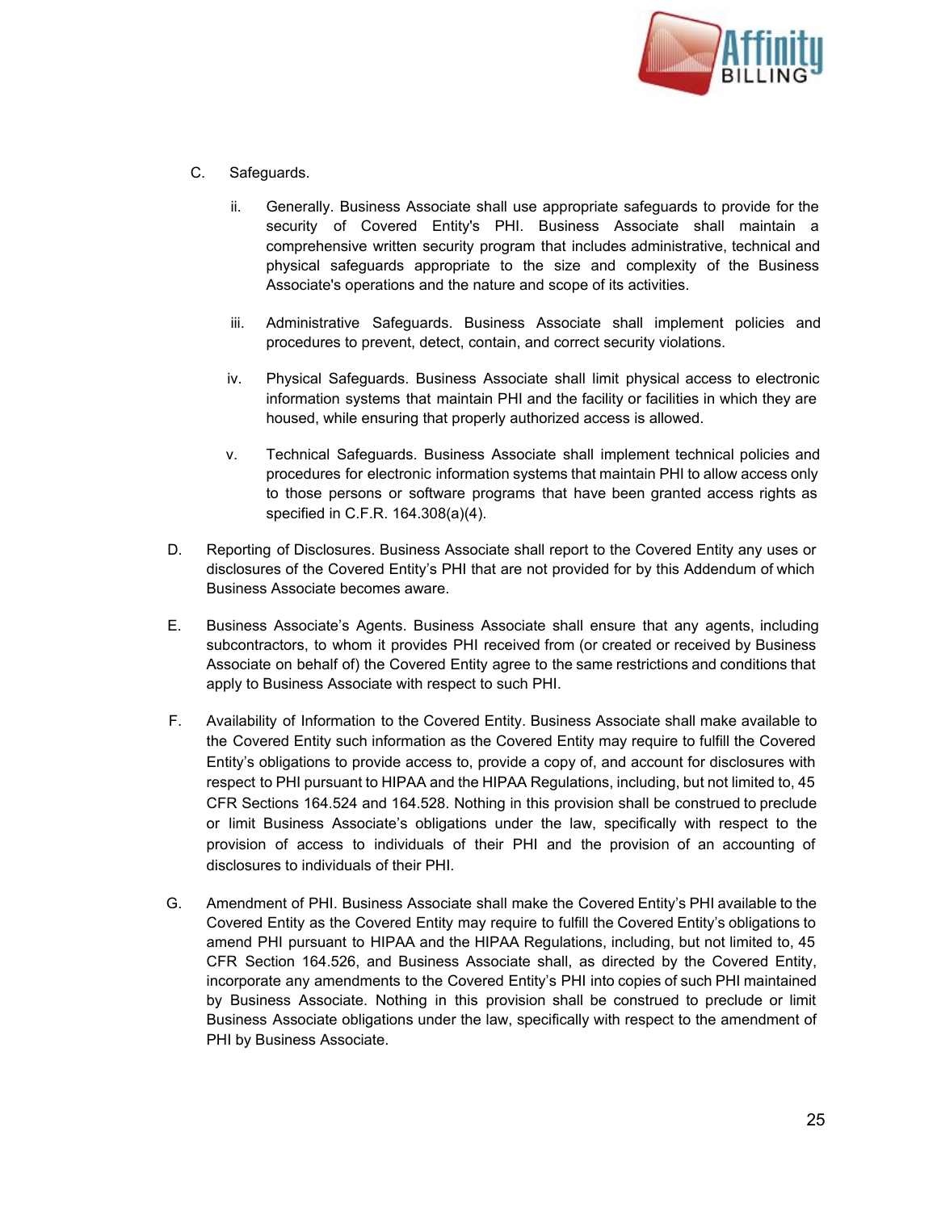C. Safeguards.

   ii. Generally. Business Associate shall use appropriate safeguards to provide for the security of Covered Entity's PHI. Business Associate shall maintain a comprehensive written security program that includes administrative, technical and physical safeguards appropriate to the size and complexity of the Business Associate's operations and the nature and scope of its activities.

   iii. Administrative Safeguards. Business Associate shall implement policies and procedures to prevent, detect, contain, and correct security violations.

   iv. Physical Safeguards. Business Associate shall limit physical access to electronic information systems that maintain PHI and the facility or facilities in which they are housed, while ensuring that properly authorized access is allowed.

   v. Technical Safeguards. Business Associate shall implement technical policies and procedures for electronic information systems that maintain PHI to allow access only to those persons or software programs that have been granted access rights as specified in C.F.R. 164.308(a)(4).

D. Reporting of Disclosures. Business Associate shall report to the Covered Entity any uses or disclosures of the Covered Entity's PHI that are not provided for by this Addendum of which Business Associate becomes aware.

E. Business Associate's Agents. Business Associate shall ensure that any agents, including subcontractors, to whom it provides PHI received from (or created or received by Business Associate on behalf of) the Covered Entity agree to the same restrictions and conditions that apply to Business Associate with respect to such PHI.

F. Availability of Information to the Covered Entity. Business Associate shall make available to the Covered Entity such information as the Covered Entity may require to fulfill the Covered Entity's obligations to provide access to, provide a copy of, and account for disclosures with respect to PHI pursuant to HIPAA and the HIPAA Regulations, including, but not limited to, 45 CFR Sections 164.524 and 164.528. Nothing in this provision shall be construed to preclude or limit Business Associate's obligations under the law, specifically with respect to the provision of access to individuals of their PHI and the provision of an accounting of disclosures to individuals of their PHI.

G. Amendment of PHI. Business Associate shall make the Covered Entity's PHI available to the Covered Entity as the Covered Entity may require to fulfill the Covered Entity's obligations to amend PHI pursuant to HIPAA and the HIPAA Regulations, including, but not limited to, 45 CFR Section 164.526, and Business Associate shall, as directed by the Covered Entity, incorporate any amendments to the Covered Entity's PHI into copies of such PHI maintained by Business Associate. Nothing in this provision shall be construed to preclude or limit Business Associate obligations under the law, specifically with respect to the amendment of PHI by Business Associate.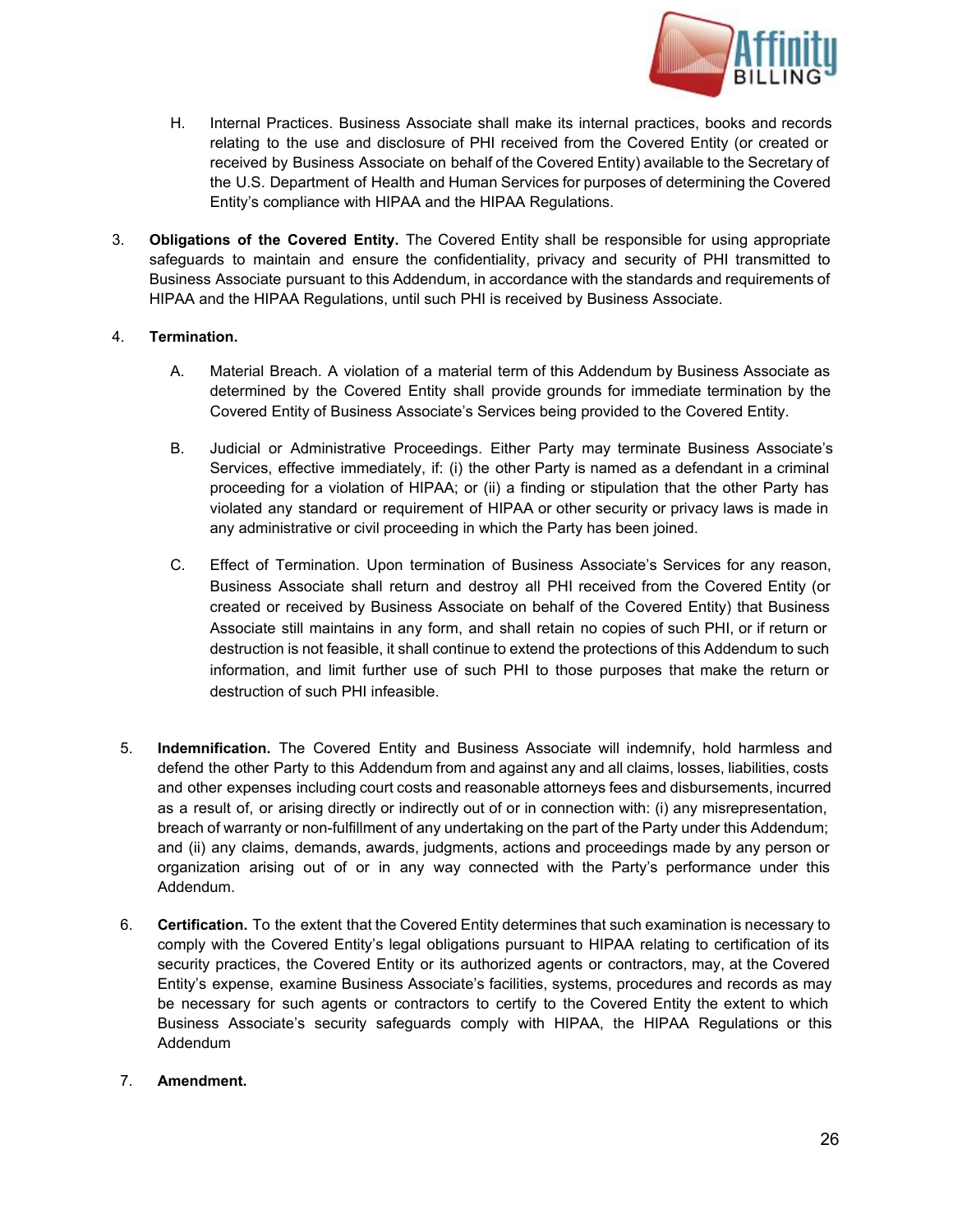H. Internal Practices. Business Associate shall make its internal practices, books and records relating to the use and disclosure of PHI received from the Covered Entity (or created or received by Business Associate on behalf of the Covered Entity) available to the Secretary of the U.S. Department of Health and Human Services for purposes of determining the Covered Entity's compliance with HIPAA and the HIPAA Regulations.

3. **Obligations of the Covered Entity.** The Covered Entity shall be responsible for using appropriate safeguards to maintain and ensure the confidentiality, privacy and security of PHI transmitted to Business Associate pursuant to this Addendum, in accordance with the standards and requirements of HIPAA and the HIPAA Regulations, until such PHI is received by Business Associate.

4. **Termination.**

   A. Material Breach. A violation of a material term of this Addendum by Business Associate as determined by the Covered Entity shall provide grounds for immediate termination by the Covered Entity of Business Associate's Services being provided to the Covered Entity.

   B. Judicial or Administrative Proceedings. Either Party may terminate Business Associate's Services, effective immediately, if: (i) the other Party is named as a defendant in a criminal proceeding for a violation of HIPAA; or (ii) a finding or stipulation that the other Party has violated any standard or requirement of HIPAA or other security or privacy laws is made in any administrative or civil proceeding in which the Party has been joined.

   C. Effect of Termination. Upon termination of Business Associate's Services for any reason, Business Associate shall return and destroy all PHI received from the Covered Entity (or created or received by Business Associate on behalf of the Covered Entity) that Business Associate still maintains in any form, and shall retain no copies of such PHI, or if return or destruction is not feasible, it shall continue to extend the protections of this Addendum to such information, and limit further use of such PHI to those purposes that make the return or destruction of such PHI infeasible.

5. **Indemnification.** The Covered Entity and Business Associate will indemnify, hold harmless and defend the other Party to this Addendum from and against any and all claims, losses, liabilities, costs and other expenses including court costs and reasonable attorneys fees and disbursements, incurred as a result of, or arising directly or indirectly out of or in connection with: (i) any misrepresentation, breach of warranty or non-fulfillment of any undertaking on the part of the Party under this Addendum; and (ii) any claims, demands, awards, judgments, actions and proceedings made by any person or organization arising out of or in any way connected with the Party's performance under this Addendum.

6. **Certification.** To the extent that the Covered Entity determines that such examination is necessary to comply with the Covered Entity's legal obligations pursuant to HIPAA relating to certification of its security practices, the Covered Entity or its authorized agents or contractors, may, at the Covered Entity's expense, examine Business Associate's facilities, systems, procedures and records as may be necessary for such agents or contractors to certify to the Covered Entity the extent to which Business Associate's security safeguards comply with HIPAA, the HIPAA Regulations or this Addendum

7. **Amendment.**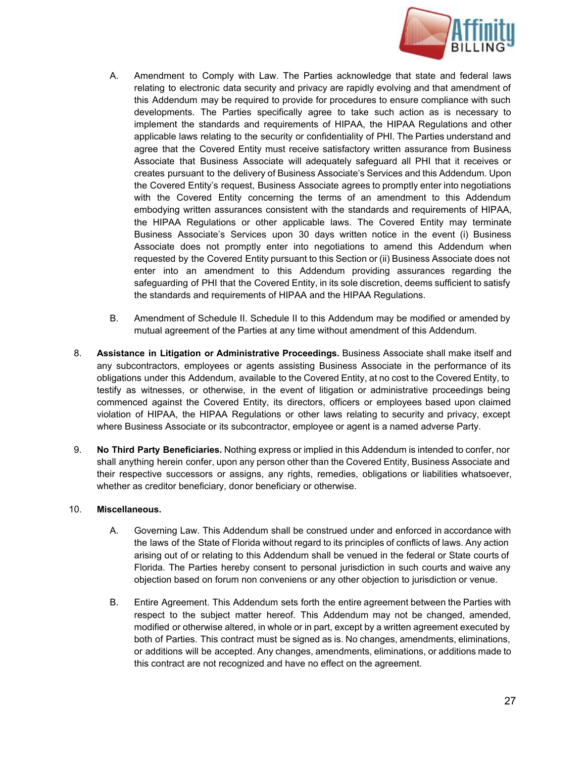A. Amendment to Comply with Law. The Parties acknowledge that state and federal laws relating to electronic data security and privacy are rapidly evolving and that amendment of this Addendum may be required to provide for procedures to ensure compliance with such developments. The Parties specifically agree to take such action as is necessary to implement the standards and requirements of HIPAA, the HIPAA Regulations and other applicable laws relating to the security or confidentiality of PHI. The Parties understand and agree that the Covered Entity must receive satisfactory written assurance from Business Associate that Business Associate will adequately safeguard all PHI that it receives or creates pursuant to the delivery of Business Associate's Services and this Addendum. Upon the Covered Entity's request, Business Associate agrees to promptly enter into negotiations with the Covered Entity concerning the terms of an amendment to this Addendum embodying written assurances consistent with the standards and requirements of HIPAA, the HIPAA Regulations or other applicable laws. The Covered Entity may terminate Business Associate's Services upon 30 days written notice in the event (i) Business Associate does not promptly enter into negotiations to amend this Addendum when requested by the Covered Entity pursuant to this Section or (ii) Business Associate does not enter into an amendment to this Addendum providing assurances regarding the safeguarding of PHI that the Covered Entity, in its sole discretion, deems sufficient to satisfy the standards and requirements of HIPAA and the HIPAA Regulations.

B. Amendment of Schedule II. Schedule II to this Addendum may be modified or amended by mutual agreement of the Parties at any time without amendment of this Addendum.

8. **Assistance in Litigation or Administrative Proceedings.** Business Associate shall make itself and any subcontractors, employees or agents assisting Business Associate in the performance of its obligations under this Addendum, available to the Covered Entity, at no cost to the Covered Entity, to testify as witnesses, or otherwise, in the event of litigation or administrative proceedings being commenced against the Covered Entity, its directors, officers or employees based upon claimed violation of HIPAA, the HIPAA Regulations or other laws relating to security and privacy, except where Business Associate or its subcontractor, employee or agent is a named adverse Party.

9. **No Third Party Beneficiaries.** Nothing express or implied in this Addendum is intended to confer, nor shall anything herein confer, upon any person other than the Covered Entity, Business Associate and their respective successors or assigns, any rights, remedies, obligations or liabilities whatsoever, whether as creditor beneficiary, donor beneficiary or otherwise.

10. **Miscellaneous.**

A. Governing Law. This Addendum shall be construed under and enforced in accordance with the laws of the State of Florida without regard to its principles of conflicts of laws. Any action arising out of or relating to this Addendum shall be venued in the federal or State courts of Florida. The Parties hereby consent to personal jurisdiction in such courts and waive any objection based on forum non conveniens or any other objection to jurisdiction or venue.

B. Entire Agreement. This Addendum sets forth the entire agreement between the Parties with respect to the subject matter hereof. This Addendum may not be changed, amended, modified or otherwise altered, in whole or in part, except by a written agreement executed by both of Parties. This contract must be signed as is. No changes, amendments, eliminations, or additions will be accepted. Any changes, amendments, eliminations, or additions made to this contract are not recognized and have no effect on the agreement.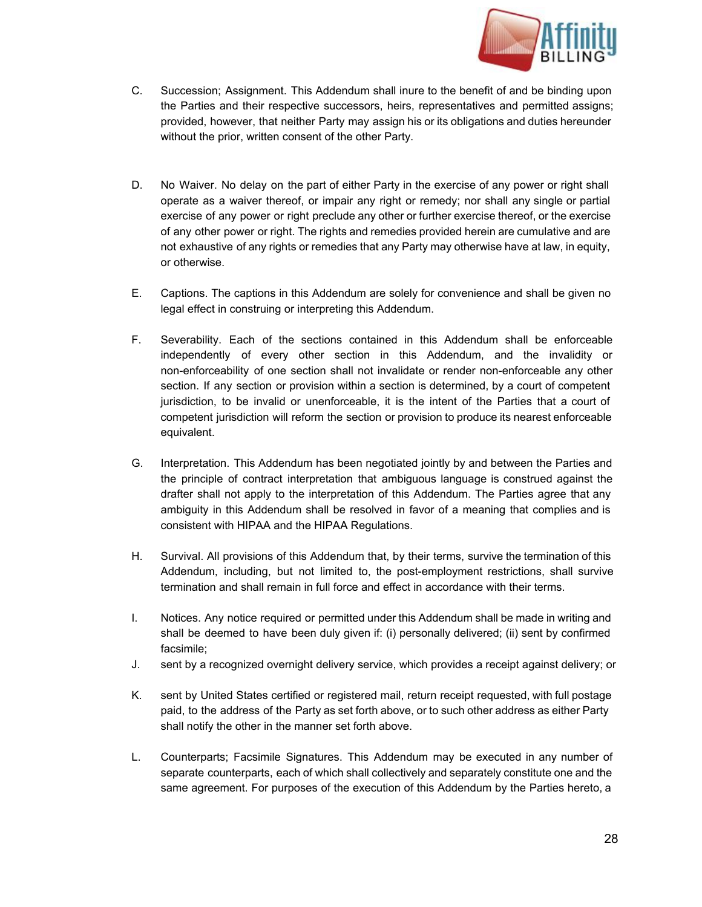C. Succession; Assignment. This Addendum shall inure to the benefit of and be binding upon the Parties and their respective successors, heirs, representatives and permitted assigns; provided, however, that neither Party may assign his or its obligations and duties hereunder without the prior, written consent of the other Party.

D. No Waiver. No delay on the part of either Party in the exercise of any power or right shall operate as a waiver thereof, or impair any right or remedy; nor shall any single or partial exercise of any power or right preclude any other or further exercise thereof, or the exercise of any other power or right. The rights and remedies provided herein are cumulative and are not exhaustive of any rights or remedies that any Party may otherwise have at law, in equity, or otherwise.

E. Captions. The captions in this Addendum are solely for convenience and shall be given no legal effect in construing or interpreting this Addendum.

F. Severability. Each of the sections contained in this Addendum shall be enforceable independently of every other section in this Addendum, and the invalidity or non-enforceability of one section shall not invalidate or render non-enforceable any other section. If any section or provision within a section is determined, by a court of competent jurisdiction, to be invalid or unenforceable, it is the intent of the Parties that a court of competent jurisdiction will reform the section or provision to produce its nearest enforceable equivalent.

G. Interpretation. This Addendum has been negotiated jointly by and between the Parties and the principle of contract interpretation that ambiguous language is construed against the drafter shall not apply to the interpretation of this Addendum. The Parties agree that any ambiguity in this Addendum shall be resolved in favor of a meaning that complies and is consistent with HIPAA and the HIPAA Regulations.

H. Survival. All provisions of this Addendum that, by their terms, survive the termination of this Addendum, including, but not limited to, the post-employment restrictions, shall survive termination and shall remain in full force and effect in accordance with their terms.

I. Notices. Any notice required or permitted under this Addendum shall be made in writing and shall be deemed to have been duly given if: (i) personally delivered; (ii) sent by confirmed facsimile;

J. sent by a recognized overnight delivery service, which provides a receipt against delivery; or

K. sent by United States certified or registered mail, return receipt requested, with full postage paid, to the address of the Party as set forth above, or to such other address as either Party shall notify the other in the manner set forth above.

L. Counterparts; Facsimile Signatures. This Addendum may be executed in any number of separate counterparts, each of which shall collectively and separately constitute one and the same agreement. For purposes of the execution of this Addendum by the Parties hereto, a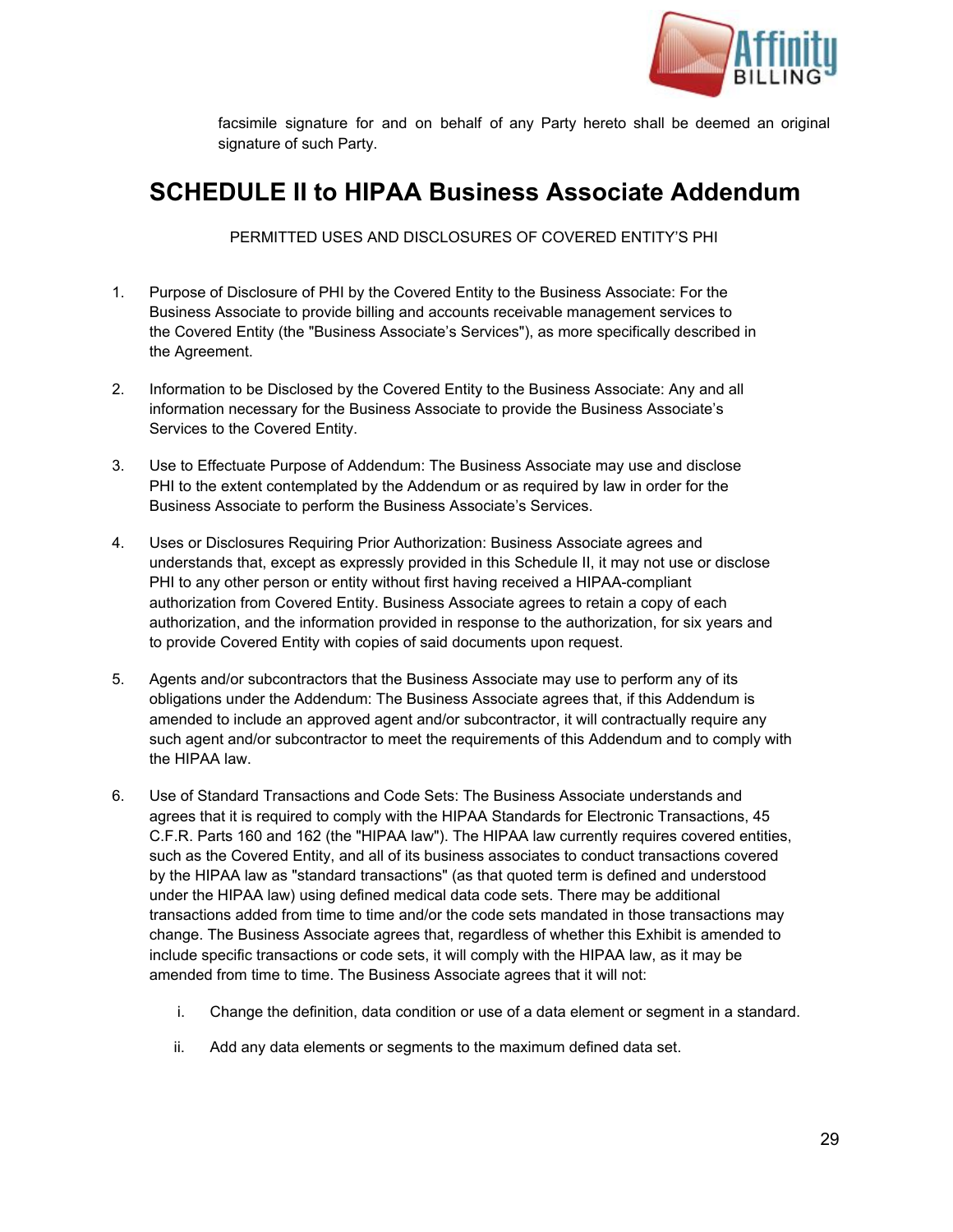facsimile signature for and on behalf of any Party hereto shall be deemed an original signature of such Party.

# SCHEDULE II to HIPAA Business Associate Addendum

PERMITTED USES AND DISCLOSURES OF COVERED ENTITY'S PHI

1. Purpose of Disclosure of PHI by the Covered Entity to the Business Associate: For the Business Associate to provide billing and accounts receivable management services to the Covered Entity (the "Business Associate's Services"), as more specifically described in the Agreement.

2. Information to be Disclosed by the Covered Entity to the Business Associate: Any and all information necessary for the Business Associate to provide the Business Associate's Services to the Covered Entity.

3. Use to Effectuate Purpose of Addendum: The Business Associate may use and disclose PHI to the extent contemplated by the Addendum or as required by law in order for the Business Associate to perform the Business Associate's Services.

4. Uses or Disclosures Requiring Prior Authorization: Business Associate agrees and understands that, except as expressly provided in this Schedule II, it may not use or disclose PHI to any other person or entity without first having received a HIPAA-compliant authorization from Covered Entity. Business Associate agrees to retain a copy of each authorization, and the information provided in response to the authorization, for six years and to provide Covered Entity with copies of said documents upon request.

5. Agents and/or subcontractors that the Business Associate may use to perform any of its obligations under the Addendum: The Business Associate agrees that, if this Addendum is amended to include an approved agent and/or subcontractor, it will contractually require any such agent and/or subcontractor to meet the requirements of this Addendum and to comply with the HIPAA law.

6. Use of Standard Transactions and Code Sets: The Business Associate understands and agrees that it is required to comply with the HIPAA Standards for Electronic Transactions, 45 C.F.R. Parts 160 and 162 (the "HIPAA law"). The HIPAA law currently requires covered entities, such as the Covered Entity, and all of its business associates to conduct transactions covered by the HIPAA law as "standard transactions" (as that quoted term is defined and understood under the HIPAA law) using defined medical data code sets. There may be additional transactions added from time to time and/or the code sets mandated in those transactions may change. The Business Associate agrees that, regardless of whether this Exhibit is amended to include specific transactions or code sets, it will comply with the HIPAA law, as it may be amended from time to time. The Business Associate agrees that it will not:

   i. Change the definition, data condition or use of a data element or segment in a standard.

   ii. Add any data elements or segments to the maximum defined data set.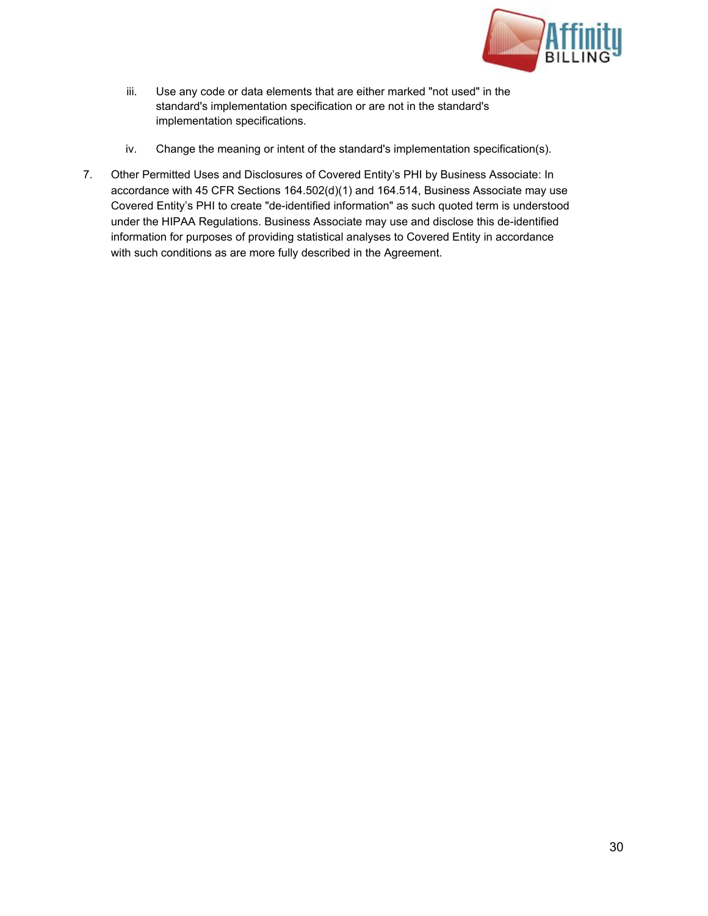iii. Use any code or data elements that are either marked "not used" in the standard's implementation specification or are not in the standard's implementation specifications.

iv. Change the meaning or intent of the standard's implementation specification(s).

7. Other Permitted Uses and Disclosures of Covered Entity's PHI by Business Associate: In accordance with 45 CFR Sections 164.502(d)(1) and 164.514, Business Associate may use Covered Entity's PHI to create "de-identified information" as such quoted term is understood under the HIPAA Regulations. Business Associate may use and disclose this de-identified information for purposes of providing statistical analyses to Covered Entity in accordance with such conditions as are more fully described in the Agreement.